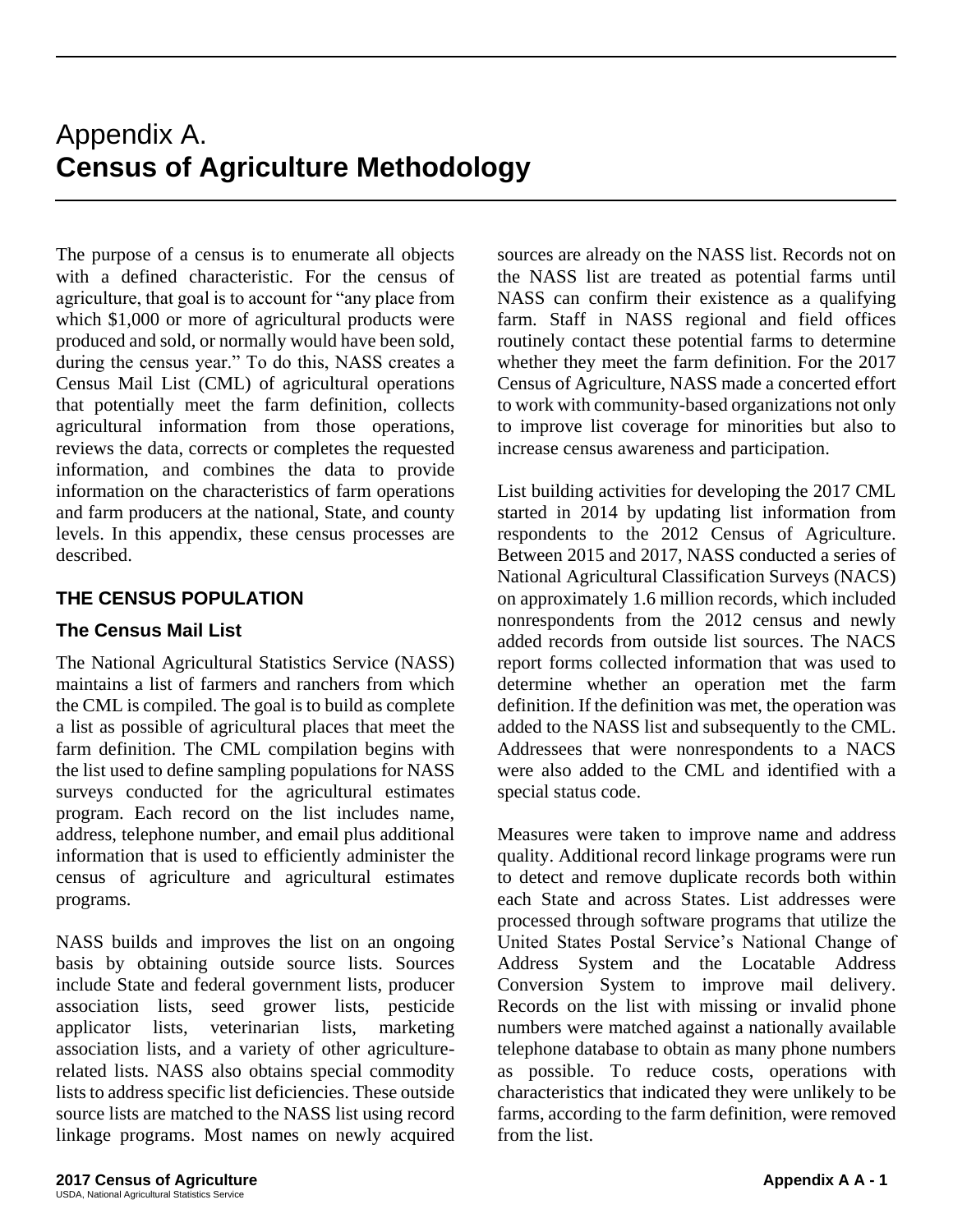# Appendix A.
# Census of Agriculture Methodology

The purpose of a census is to enumerate all objects with a defined characteristic. For the census of agriculture, that goal is to account for "any place from which $1,000 or more of agricultural products were produced and sold, or normally would have been sold, during the census year." To do this, NASS creates a Census Mail List (CML) of agricultural operations that potentially meet the farm definition, collects agricultural information from those operations, reviews the data, corrects or completes the requested information, and combines the data to provide information on the characteristics of farm operations and farm producers at the national, State, and county levels. In this appendix, these census processes are described.

## THE CENSUS POPULATION

### The Census Mail List

The National Agricultural Statistics Service (NASS) maintains a list of farmers and ranchers from which the CML is compiled. The goal is to build as complete a list as possible of agricultural places that meet the farm definition. The CML compilation begins with the list used to define sampling populations for NASS surveys conducted for the agricultural estimates program. Each record on the list includes name, address, telephone number, and email plus additional information that is used to efficiently administer the census of agriculture and agricultural estimates programs.

NASS builds and improves the list on an ongoing basis by obtaining outside source lists. Sources include State and federal government lists, producer association lists, seed grower lists, pesticide applicator lists, veterinarian lists, marketing association lists, and a variety of other agriculture-related lists. NASS also obtains special commodity lists to address specific list deficiencies. These outside source lists are matched to the NASS list using record linkage programs. Most names on newly acquired sources are already on the NASS list. Records not on the NASS list are treated as potential farms until NASS can confirm their existence as a qualifying farm. Staff in NASS regional and field offices routinely contact these potential farms to determine whether they meet the farm definition. For the 2017 Census of Agriculture, NASS made a concerted effort to work with community-based organizations not only to improve list coverage for minorities but also to increase census awareness and participation.

List building activities for developing the 2017 CML started in 2014 by updating list information from respondents to the 2012 Census of Agriculture. Between 2015 and 2017, NASS conducted a series of National Agricultural Classification Surveys (NACS) on approximately 1.6 million records, which included nonrespondents from the 2012 census and newly added records from outside list sources. The NACS report forms collected information that was used to determine whether an operation met the farm definition. If the definition was met, the operation was added to the NASS list and subsequently to the CML. Addressees that were nonrespondents to a NACS were also added to the CML and identified with a special status code.

Measures were taken to improve name and address quality. Additional record linkage programs were run to detect and remove duplicate records both within each State and across States. List addresses were processed through software programs that utilize the United States Postal Service's National Change of Address System and the Locatable Address Conversion System to improve mail delivery. Records on the list with missing or invalid phone numbers were matched against a nationally available telephone database to obtain as many phone numbers as possible. To reduce costs, operations with characteristics that indicated they were unlikely to be farms, according to the farm definition, were removed from the list.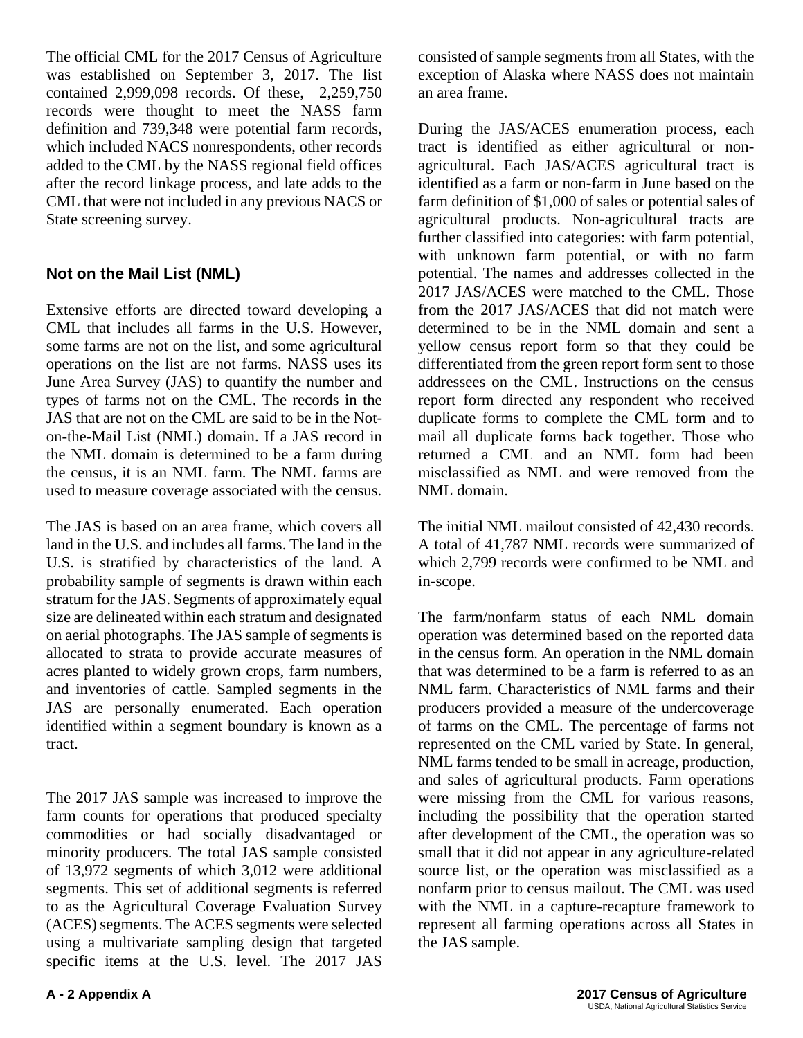The official CML for the 2017 Census of Agriculture was established on September 3, 2017. The list contained 2,999,098 records. Of these, 2,259,750 records were thought to meet the NASS farm definition and 739,348 were potential farm records, which included NACS nonrespondents, other records added to the CML by the NASS regional field offices after the record linkage process, and late adds to the CML that were not included in any previous NACS or State screening survey.

## Not on the Mail List (NML)

Extensive efforts are directed toward developing a CML that includes all farms in the U.S. However, some farms are not on the list, and some agricultural operations on the list are not farms. NASS uses its June Area Survey (JAS) to quantify the number and types of farms not on the CML. The records in the JAS that are not on the CML are said to be in the Not-on-the-Mail List (NML) domain. If a JAS record in the NML domain is determined to be a farm during the census, it is an NML farm. The NML farms are used to measure coverage associated with the census.

The JAS is based on an area frame, which covers all land in the U.S. and includes all farms. The land in the U.S. is stratified by characteristics of the land. A probability sample of segments is drawn within each stratum for the JAS. Segments of approximately equal size are delineated within each stratum and designated on aerial photographs. The JAS sample of segments is allocated to strata to provide accurate measures of acres planted to widely grown crops, farm numbers, and inventories of cattle. Sampled segments in the JAS are personally enumerated. Each operation identified within a segment boundary is known as a tract.

The 2017 JAS sample was increased to improve the farm counts for operations that produced specialty commodities or had socially disadvantaged or minority producers. The total JAS sample consisted of 13,972 segments of which 3,012 were additional segments. This set of additional segments is referred to as the Agricultural Coverage Evaluation Survey (ACES) segments. The ACES segments were selected using a multivariate sampling design that targeted specific items at the U.S. level. The 2017 JAS consisted of sample segments from all States, with the exception of Alaska where NASS does not maintain an area frame.

During the JAS/ACES enumeration process, each tract is identified as either agricultural or non-agricultural. Each JAS/ACES agricultural tract is identified as a farm or non-farm in June based on the farm definition of $1,000 of sales or potential sales of agricultural products. Non-agricultural tracts are further classified into categories: with farm potential, with unknown farm potential, or with no farm potential. The names and addresses collected in the 2017 JAS/ACES were matched to the CML. Those from the 2017 JAS/ACES that did not match were determined to be in the NML domain and sent a yellow census report form so that they could be differentiated from the green report form sent to those addressees on the CML. Instructions on the census report form directed any respondent who received duplicate forms to complete the CML form and to mail all duplicate forms back together. Those who returned a CML and an NML form had been misclassified as NML and were removed from the NML domain.

The initial NML mailout consisted of 42,430 records. A total of 41,787 NML records were summarized of which 2,799 records were confirmed to be NML and in-scope.

The farm/nonfarm status of each NML domain operation was determined based on the reported data in the census form. An operation in the NML domain that was determined to be a farm is referred to as an NML farm. Characteristics of NML farms and their producers provided a measure of the undercoverage of farms on the CML. The percentage of farms not represented on the CML varied by State. In general, NML farms tended to be small in acreage, production, and sales of agricultural products. Farm operations were missing from the CML for various reasons, including the possibility that the operation started after development of the CML, the operation was so small that it did not appear in any agriculture-related source list, or the operation was misclassified as a nonfarm prior to census mailout. The CML was used with the NML in a capture-recapture framework to represent all farming operations across all States in the JAS sample.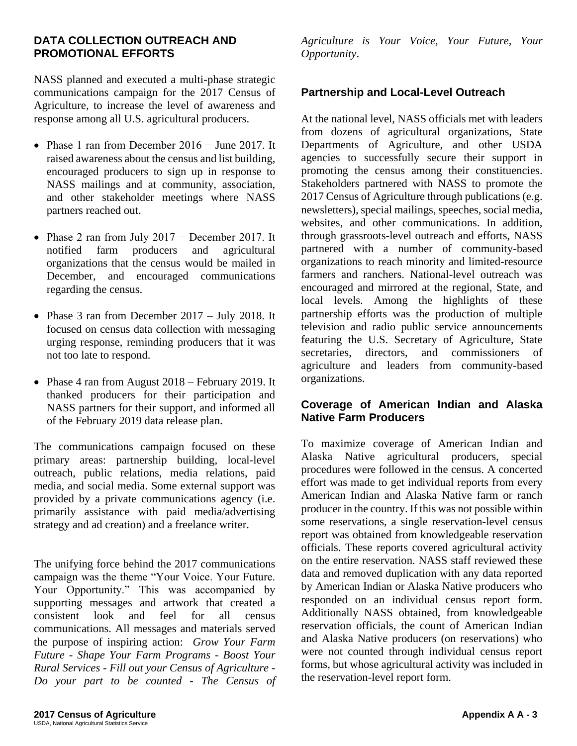## DATA COLLECTION OUTREACH AND PROMOTIONAL EFFORTS

NASS planned and executed a multi-phase strategic communications campaign for the 2017 Census of Agriculture, to increase the level of awareness and response among all U.S. agricultural producers.

- Phase 1 ran from December 2016 − June 2017. It raised awareness about the census and list building, encouraged producers to sign up in response to NASS mailings and at community, association, and other stakeholder meetings where NASS partners reached out.
- Phase 2 ran from July 2017 − December 2017. It notified farm producers and agricultural organizations that the census would be mailed in December, and encouraged communications regarding the census.
- Phase 3 ran from December 2017 – July 2018. It focused on census data collection with messaging urging response, reminding producers that it was not too late to respond.
- Phase 4 ran from August 2018 – February 2019. It thanked producers for their participation and NASS partners for their support, and informed all of the February 2019 data release plan.

The communications campaign focused on these primary areas: partnership building, local-level outreach, public relations, media relations, paid media, and social media. Some external support was provided by a private communications agency (i.e. primarily assistance with paid media/advertising strategy and ad creation) and a freelance writer.

The unifying force behind the 2017 communications campaign was the theme "Your Voice. Your Future. Your Opportunity." This was accompanied by supporting messages and artwork that created a consistent look and feel for all census communications. All messages and materials served the purpose of inspiring action: *Grow Your Farm Future - Shape Your Farm Programs - Boost Your Rural Services - Fill out your Census of Agriculture - Do your part to be counted - The Census of Agriculture is Your Voice, Your Future, Your Opportunity*.

### Partnership and Local-Level Outreach

At the national level, NASS officials met with leaders from dozens of agricultural organizations, State Departments of Agriculture, and other USDA agencies to successfully secure their support in promoting the census among their constituencies. Stakeholders partnered with NASS to promote the 2017 Census of Agriculture through publications (e.g. newsletters), special mailings, speeches, social media, websites, and other communications. In addition, through grassroots-level outreach and efforts, NASS partnered with a number of community-based organizations to reach minority and limited-resource farmers and ranchers. National-level outreach was encouraged and mirrored at the regional, State, and local levels. Among the highlights of these partnership efforts was the production of multiple television and radio public service announcements featuring the U.S. Secretary of Agriculture, State secretaries, directors, and commissioners of agriculture and leaders from community-based organizations.

### Coverage of American Indian and Alaska Native Farm Producers

To maximize coverage of American Indian and Alaska Native agricultural producers, special procedures were followed in the census. A concerted effort was made to get individual reports from every American Indian and Alaska Native farm or ranch producer in the country. If this was not possible within some reservations, a single reservation-level census report was obtained from knowledgeable reservation officials. These reports covered agricultural activity on the entire reservation. NASS staff reviewed these data and removed duplication with any data reported by American Indian or Alaska Native producers who responded on an individual census report form. Additionally NASS obtained, from knowledgeable reservation officials, the count of American Indian and Alaska Native producers (on reservations) who were not counted through individual census report forms, but whose agricultural activity was included in the reservation-level report form.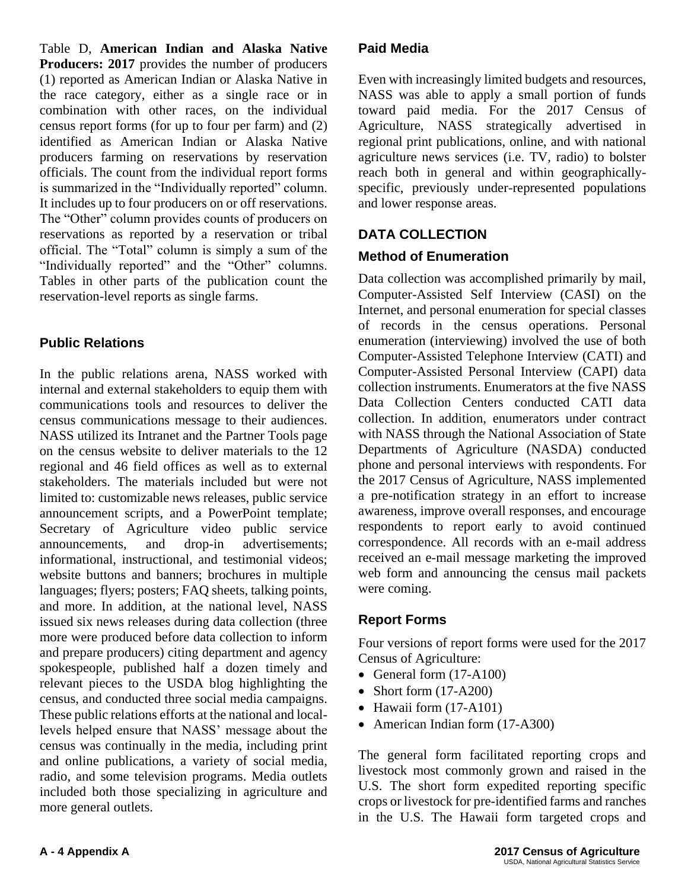Table D, **American Indian and Alaska Native Producers: 2017** provides the number of producers (1) reported as American Indian or Alaska Native in the race category, either as a single race or in combination with other races, on the individual census report forms (for up to four per farm) and (2) identified as American Indian or Alaska Native producers farming on reservations by reservation officials. The count from the individual report forms is summarized in the "Individually reported" column. It includes up to four producers on or off reservations. The "Other" column provides counts of producers on reservations as reported by a reservation or tribal official. The "Total" column is simply a sum of the "Individually reported" and the "Other" columns. Tables in other parts of the publication count the reservation-level reports as single farms.

### Public Relations

In the public relations arena, NASS worked with internal and external stakeholders to equip them with communications tools and resources to deliver the census communications message to their audiences. NASS utilized its Intranet and the Partner Tools page on the census website to deliver materials to the 12 regional and 46 field offices as well as to external stakeholders. The materials included but were not limited to: customizable news releases, public service announcement scripts, and a PowerPoint template; Secretary of Agriculture video public service announcements, and drop-in advertisements; informational, instructional, and testimonial videos; website buttons and banners; brochures in multiple languages; flyers; posters; FAQ sheets, talking points, and more. In addition, at the national level, NASS issued six news releases during data collection (three more were produced before data collection to inform and prepare producers) citing department and agency spokespeople, published half a dozen timely and relevant pieces to the USDA blog highlighting the census, and conducted three social media campaigns. These public relations efforts at the national and local-levels helped ensure that NASS' message about the census was continually in the media, including print and online publications, a variety of social media, radio, and some television programs. Media outlets included both those specializing in agriculture and more general outlets.

### Paid Media

Even with increasingly limited budgets and resources, NASS was able to apply a small portion of funds toward paid media. For the 2017 Census of Agriculture, NASS strategically advertised in regional print publications, online, and with national agriculture news services (i.e. TV, radio) to bolster reach both in general and within geographically-specific, previously under-represented populations and lower response areas.

## DATA COLLECTION

### Method of Enumeration

Data collection was accomplished primarily by mail, Computer-Assisted Self Interview (CASI) on the Internet, and personal enumeration for special classes of records in the census operations. Personal enumeration (interviewing) involved the use of both Computer-Assisted Telephone Interview (CATI) and Computer-Assisted Personal Interview (CAPI) data collection instruments. Enumerators at the five NASS Data Collection Centers conducted CATI data collection. In addition, enumerators under contract with NASS through the National Association of State Departments of Agriculture (NASDA) conducted phone and personal interviews with respondents. For the 2017 Census of Agriculture, NASS implemented a pre-notification strategy in an effort to increase awareness, improve overall responses, and encourage respondents to report early to avoid continued correspondence. All records with an e-mail address received an e-mail message marketing the improved web form and announcing the census mail packets were coming.

### Report Forms

Four versions of report forms were used for the 2017 Census of Agriculture:

- General form (17-A100)
- Short form (17-A200)
- Hawaii form (17-A101)
- American Indian form (17-A300)

The general form facilitated reporting crops and livestock most commonly grown and raised in the U.S. The short form expedited reporting specific crops or livestock for pre-identified farms and ranches in the U.S. The Hawaii form targeted crops and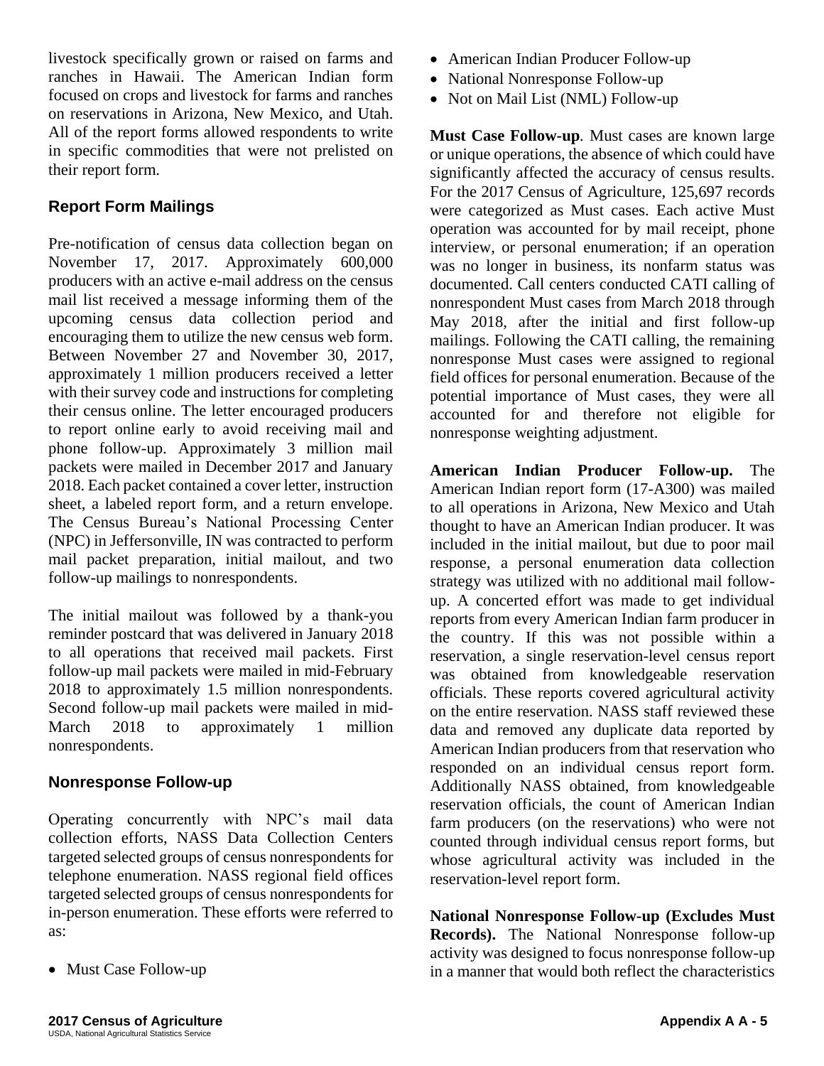livestock specifically grown or raised on farms and ranches in Hawaii. The American Indian form focused on crops and livestock for farms and ranches on reservations in Arizona, New Mexico, and Utah. All of the report forms allowed respondents to write in specific commodities that were not prelisted on their report form.

### Report Form Mailings

Pre-notification of census data collection began on November 17, 2017. Approximately 600,000 producers with an active e-mail address on the census mail list received a message informing them of the upcoming census data collection period and encouraging them to utilize the new census web form. Between November 27 and November 30, 2017, approximately 1 million producers received a letter with their survey code and instructions for completing their census online. The letter encouraged producers to report online early to avoid receiving mail and phone follow-up. Approximately 3 million mail packets were mailed in December 2017 and January 2018. Each packet contained a cover letter, instruction sheet, a labeled report form, and a return envelope. The Census Bureau's National Processing Center (NPC) in Jeffersonville, IN was contracted to perform mail packet preparation, initial mailout, and two follow-up mailings to nonrespondents.

The initial mailout was followed by a thank-you reminder postcard that was delivered in January 2018 to all operations that received mail packets. First follow-up mail packets were mailed in mid-February 2018 to approximately 1.5 million nonrespondents. Second follow-up mail packets were mailed in mid-March 2018 to approximately 1 million nonrespondents.

### Nonresponse Follow-up

Operating concurrently with NPC's mail data collection efforts, NASS Data Collection Centers targeted selected groups of census nonrespondents for telephone enumeration. NASS regional field offices targeted selected groups of census nonrespondents for in-person enumeration. These efforts were referred to as:

- Must Case Follow-up
- American Indian Producer Follow-up
- National Nonresponse Follow-up
- Not on Mail List (NML) Follow-up

**Must Case Follow-up**. Must cases are known large or unique operations, the absence of which could have significantly affected the accuracy of census results. For the 2017 Census of Agriculture, 125,697 records were categorized as Must cases. Each active Must operation was accounted for by mail receipt, phone interview, or personal enumeration; if an operation was no longer in business, its nonfarm status was documented. Call centers conducted CATI calling of nonrespondent Must cases from March 2018 through May 2018, after the initial and first follow-up mailings. Following the CATI calling, the remaining nonresponse Must cases were assigned to regional field offices for personal enumeration. Because of the potential importance of Must cases, they were all accounted for and therefore not eligible for nonresponse weighting adjustment.

**American Indian Producer Follow-up.** The American Indian report form (17-A300) was mailed to all operations in Arizona, New Mexico and Utah thought to have an American Indian producer. It was included in the initial mailout, but due to poor mail response, a personal enumeration data collection strategy was utilized with no additional mail follow-up. A concerted effort was made to get individual reports from every American Indian farm producer in the country. If this was not possible within a reservation, a single reservation-level census report was obtained from knowledgeable reservation officials. These reports covered agricultural activity on the entire reservation. NASS staff reviewed these data and removed any duplicate data reported by American Indian producers from that reservation who responded on an individual census report form. Additionally NASS obtained, from knowledgeable reservation officials, the count of American Indian farm producers (on the reservations) who were not counted through individual census report forms, but whose agricultural activity was included in the reservation-level report form.

**National Nonresponse Follow-up (Excludes Must Records).** The National Nonresponse follow-up activity was designed to focus nonresponse follow-up in a manner that would both reflect the characteristics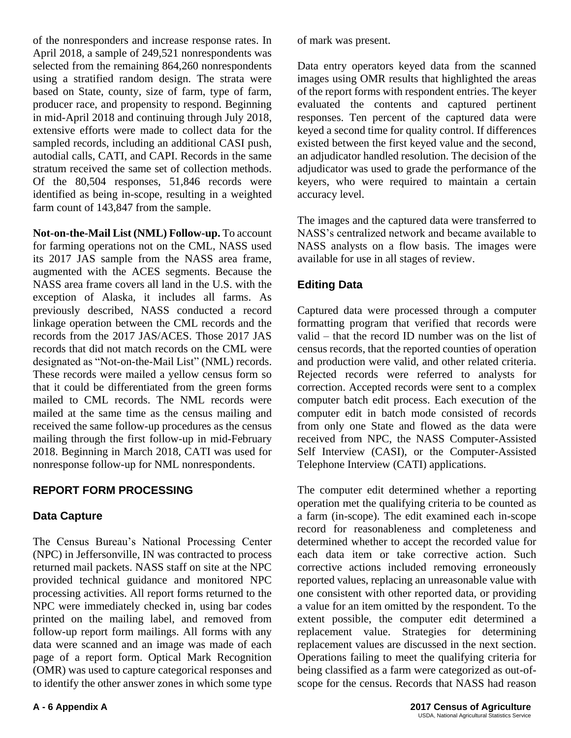of the nonresponders and increase response rates. In April 2018, a sample of 249,521 nonrespondents was selected from the remaining 864,260 nonrespondents using a stratified random design. The strata were based on State, county, size of farm, type of farm, producer race, and propensity to respond. Beginning in mid-April 2018 and continuing through July 2018, extensive efforts were made to collect data for the sampled records, including an additional CASI push, autodial calls, CATI, and CAPI. Records in the same stratum received the same set of collection methods. Of the 80,504 responses, 51,846 records were identified as being in-scope, resulting in a weighted farm count of 143,847 from the sample.

**Not-on-the-Mail List (NML) Follow-up.** To account for farming operations not on the CML, NASS used its 2017 JAS sample from the NASS area frame, augmented with the ACES segments. Because the NASS area frame covers all land in the U.S. with the exception of Alaska, it includes all farms. As previously described, NASS conducted a record linkage operation between the CML records and the records from the 2017 JAS/ACES. Those 2017 JAS records that did not match records on the CML were designated as "Not-on-the-Mail List" (NML) records. These records were mailed a yellow census form so that it could be differentiated from the green forms mailed to CML records. The NML records were mailed at the same time as the census mailing and received the same follow-up procedures as the census mailing through the first follow-up in mid-February 2018. Beginning in March 2018, CATI was used for nonresponse follow-up for NML nonrespondents.

## REPORT FORM PROCESSING

### Data Capture

The Census Bureau's National Processing Center (NPC) in Jeffersonville, IN was contracted to process returned mail packets. NASS staff on site at the NPC provided technical guidance and monitored NPC processing activities. All report forms returned to the NPC were immediately checked in, using bar codes printed on the mailing label, and removed from follow-up report form mailings. All forms with any data were scanned and an image was made of each page of a report form. Optical Mark Recognition (OMR) was used to capture categorical responses and to identify the other answer zones in which some type of mark was present.

Data entry operators keyed data from the scanned images using OMR results that highlighted the areas of the report forms with respondent entries. The keyer evaluated the contents and captured pertinent responses. Ten percent of the captured data were keyed a second time for quality control. If differences existed between the first keyed value and the second, an adjudicator handled resolution. The decision of the adjudicator was used to grade the performance of the keyers, who were required to maintain a certain accuracy level.

The images and the captured data were transferred to NASS's centralized network and became available to NASS analysts on a flow basis. The images were available for use in all stages of review.

### Editing Data

Captured data were processed through a computer formatting program that verified that records were valid – that the record ID number was on the list of census records, that the reported counties of operation and production were valid, and other related criteria. Rejected records were referred to analysts for correction. Accepted records were sent to a complex computer batch edit process. Each execution of the computer edit in batch mode consisted of records from only one State and flowed as the data were received from NPC, the NASS Computer-Assisted Self Interview (CASI), or the Computer-Assisted Telephone Interview (CATI) applications.

The computer edit determined whether a reporting operation met the qualifying criteria to be counted as a farm (in-scope). The edit examined each in-scope record for reasonableness and completeness and determined whether to accept the recorded value for each data item or take corrective action. Such corrective actions included removing erroneously reported values, replacing an unreasonable value with one consistent with other reported data, or providing a value for an item omitted by the respondent. To the extent possible, the computer edit determined a replacement value. Strategies for determining replacement values are discussed in the next section. Operations failing to meet the qualifying criteria for being classified as a farm were categorized as out-of-scope for the census. Records that NASS had reason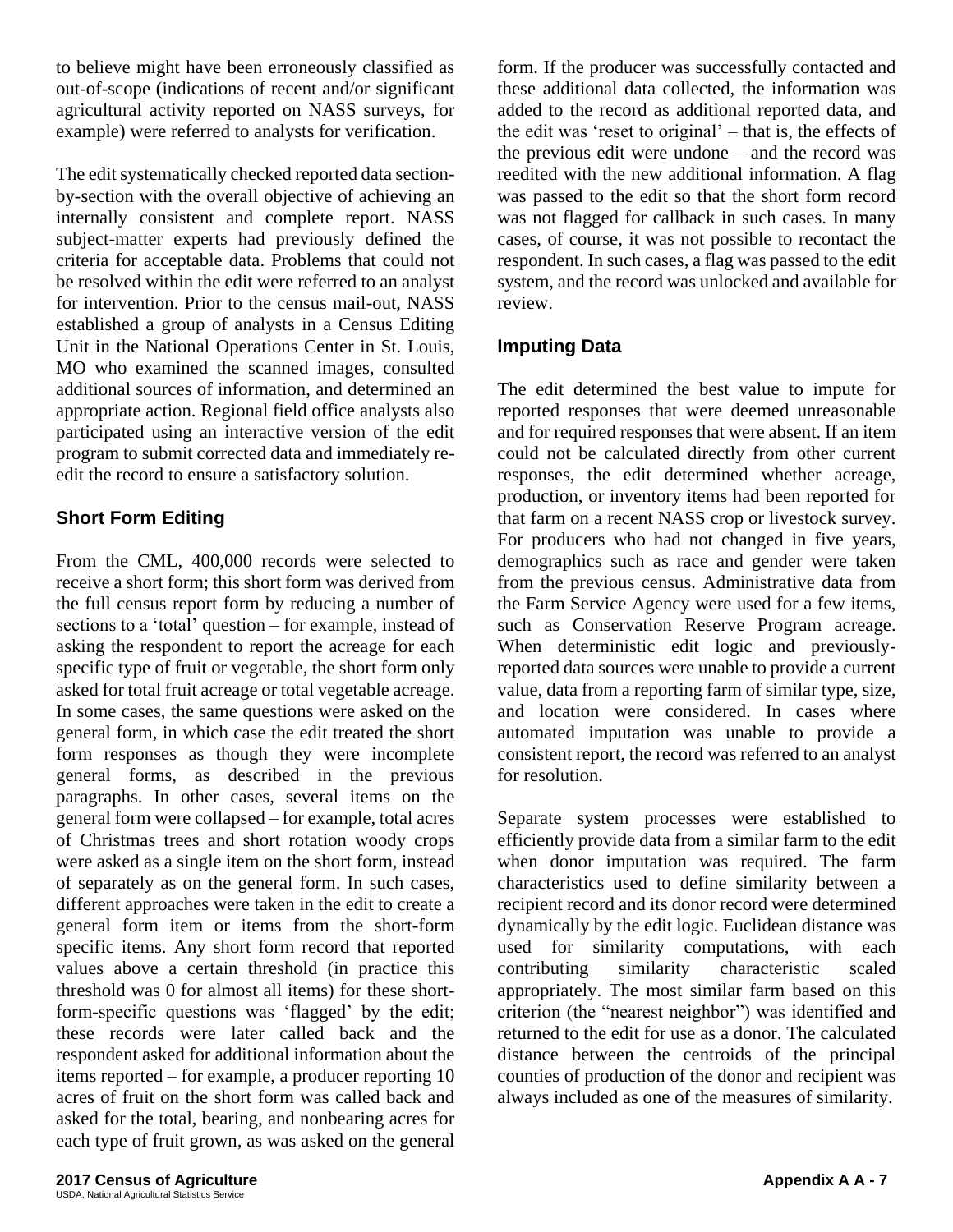to believe might have been erroneously classified as out-of-scope (indications of recent and/or significant agricultural activity reported on NASS surveys, for example) were referred to analysts for verification.

The edit systematically checked reported data section-by-section with the overall objective of achieving an internally consistent and complete report. NASS subject-matter experts had previously defined the criteria for acceptable data. Problems that could not be resolved within the edit were referred to an analyst for intervention. Prior to the census mail-out, NASS established a group of analysts in a Census Editing Unit in the National Operations Center in St. Louis, MO who examined the scanned images, consulted additional sources of information, and determined an appropriate action. Regional field office analysts also participated using an interactive version of the edit program to submit corrected data and immediately re-edit the record to ensure a satisfactory solution.

### Short Form Editing

From the CML, 400,000 records were selected to receive a short form; this short form was derived from the full census report form by reducing a number of sections to a 'total' question – for example, instead of asking the respondent to report the acreage for each specific type of fruit or vegetable, the short form only asked for total fruit acreage or total vegetable acreage. In some cases, the same questions were asked on the general form, in which case the edit treated the short form responses as though they were incomplete general forms, as described in the previous paragraphs. In other cases, several items on the general form were collapsed – for example, total acres of Christmas trees and short rotation woody crops were asked as a single item on the short form, instead of separately as on the general form. In such cases, different approaches were taken in the edit to create a general form item or items from the short-form specific items. Any short form record that reported values above a certain threshold (in practice this threshold was 0 for almost all items) for these short-form-specific questions was 'flagged' by the edit; these records were later called back and the respondent asked for additional information about the items reported – for example, a producer reporting 10 acres of fruit on the short form was called back and asked for the total, bearing, and nonbearing acres for each type of fruit grown, as was asked on the general form. If the producer was successfully contacted and these additional data collected, the information was added to the record as additional reported data, and the edit was 'reset to original' – that is, the effects of the previous edit were undone – and the record was reedited with the new additional information. A flag was passed to the edit so that the short form record was not flagged for callback in such cases. In many cases, of course, it was not possible to recontact the respondent. In such cases, a flag was passed to the edit system, and the record was unlocked and available for review.

### Imputing Data

The edit determined the best value to impute for reported responses that were deemed unreasonable and for required responses that were absent. If an item could not be calculated directly from other current responses, the edit determined whether acreage, production, or inventory items had been reported for that farm on a recent NASS crop or livestock survey. For producers who had not changed in five years, demographics such as race and gender were taken from the previous census. Administrative data from the Farm Service Agency were used for a few items, such as Conservation Reserve Program acreage. When deterministic edit logic and previously-reported data sources were unable to provide a current value, data from a reporting farm of similar type, size, and location were considered. In cases where automated imputation was unable to provide a consistent report, the record was referred to an analyst for resolution.

Separate system processes were established to efficiently provide data from a similar farm to the edit when donor imputation was required. The farm characteristics used to define similarity between a recipient record and its donor record were determined dynamically by the edit logic. Euclidean distance was used for similarity computations, with each contributing similarity characteristic scaled appropriately. The most similar farm based on this criterion (the "nearest neighbor") was identified and returned to the edit for use as a donor. The calculated distance between the centroids of the principal counties of production of the donor and recipient was always included as one of the measures of similarity.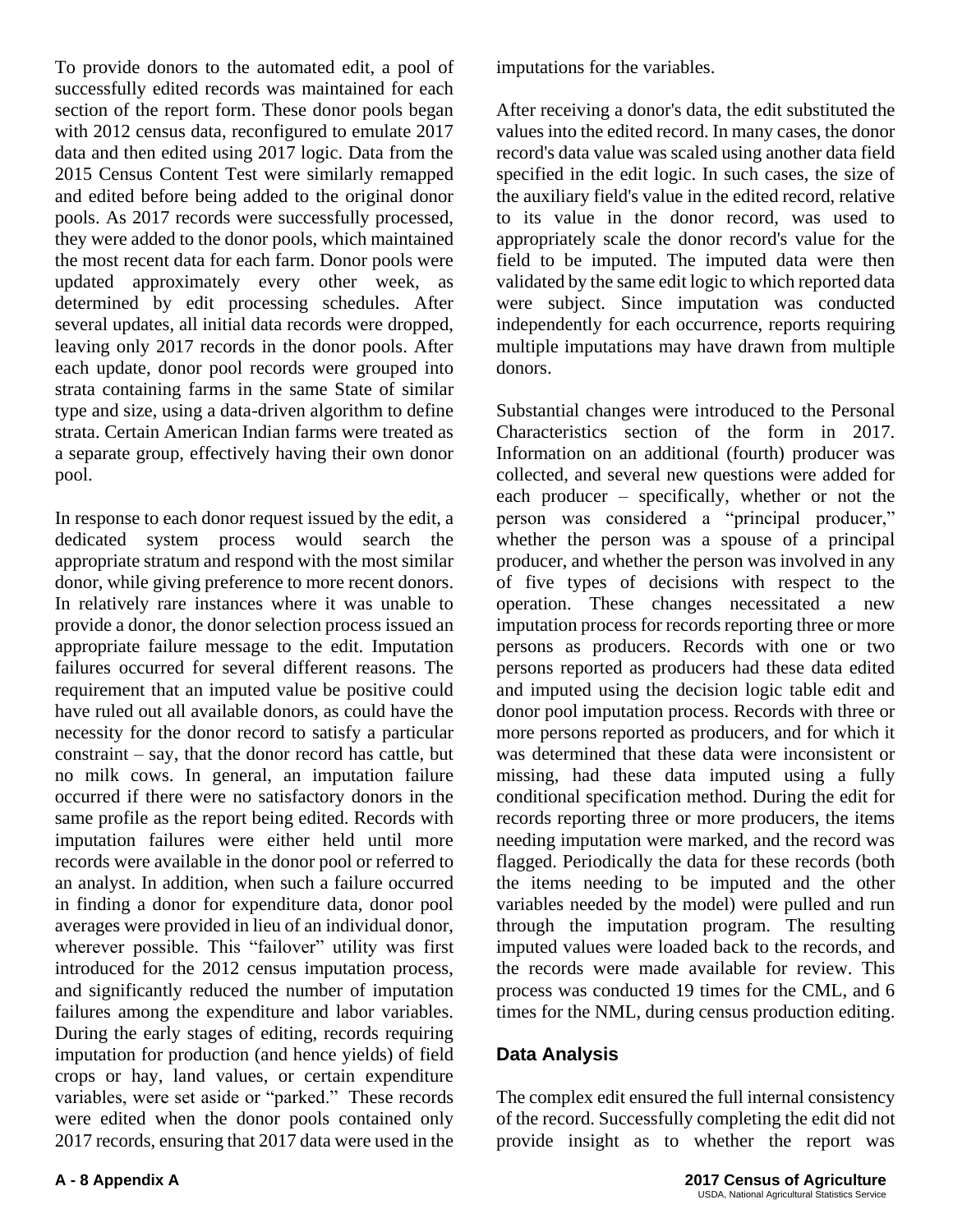To provide donors to the automated edit, a pool of successfully edited records was maintained for each section of the report form. These donor pools began with 2012 census data, reconfigured to emulate 2017 data and then edited using 2017 logic. Data from the 2015 Census Content Test were similarly remapped and edited before being added to the original donor pools. As 2017 records were successfully processed, they were added to the donor pools, which maintained the most recent data for each farm. Donor pools were updated approximately every other week, as determined by edit processing schedules. After several updates, all initial data records were dropped, leaving only 2017 records in the donor pools. After each update, donor pool records were grouped into strata containing farms in the same State of similar type and size, using a data-driven algorithm to define strata. Certain American Indian farms were treated as a separate group, effectively having their own donor pool.

In response to each donor request issued by the edit, a dedicated system process would search the appropriate stratum and respond with the most similar donor, while giving preference to more recent donors. In relatively rare instances where it was unable to provide a donor, the donor selection process issued an appropriate failure message to the edit. Imputation failures occurred for several different reasons. The requirement that an imputed value be positive could have ruled out all available donors, as could have the necessity for the donor record to satisfy a particular constraint – say, that the donor record has cattle, but no milk cows. In general, an imputation failure occurred if there were no satisfactory donors in the same profile as the report being edited. Records with imputation failures were either held until more records were available in the donor pool or referred to an analyst. In addition, when such a failure occurred in finding a donor for expenditure data, donor pool averages were provided in lieu of an individual donor, wherever possible. This "failover" utility was first introduced for the 2012 census imputation process, and significantly reduced the number of imputation failures among the expenditure and labor variables. During the early stages of editing, records requiring imputation for production (and hence yields) of field crops or hay, land values, or certain expenditure variables, were set aside or "parked." These records were edited when the donor pools contained only 2017 records, ensuring that 2017 data were used in the imputations for the variables.

After receiving a donor's data, the edit substituted the values into the edited record. In many cases, the donor record's data value was scaled using another data field specified in the edit logic. In such cases, the size of the auxiliary field's value in the edited record, relative to its value in the donor record, was used to appropriately scale the donor record's value for the field to be imputed. The imputed data were then validated by the same edit logic to which reported data were subject. Since imputation was conducted independently for each occurrence, reports requiring multiple imputations may have drawn from multiple donors.

Substantial changes were introduced to the Personal Characteristics section of the form in 2017. Information on an additional (fourth) producer was collected, and several new questions were added for each producer – specifically, whether or not the person was considered a "principal producer," whether the person was a spouse of a principal producer, and whether the person was involved in any of five types of decisions with respect to the operation. These changes necessitated a new imputation process for records reporting three or more persons as producers. Records with one or two persons reported as producers had these data edited and imputed using the decision logic table edit and donor pool imputation process. Records with three or more persons reported as producers, and for which it was determined that these data were inconsistent or missing, had these data imputed using a fully conditional specification method. During the edit for records reporting three or more producers, the items needing imputation were marked, and the record was flagged. Periodically the data for these records (both the items needing to be imputed and the other variables needed by the model) were pulled and run through the imputation program. The resulting imputed values were loaded back to the records, and the records were made available for review. This process was conducted 19 times for the CML, and 6 times for the NML, during census production editing.

## Data Analysis

The complex edit ensured the full internal consistency of the record. Successfully completing the edit did not provide insight as to whether the report was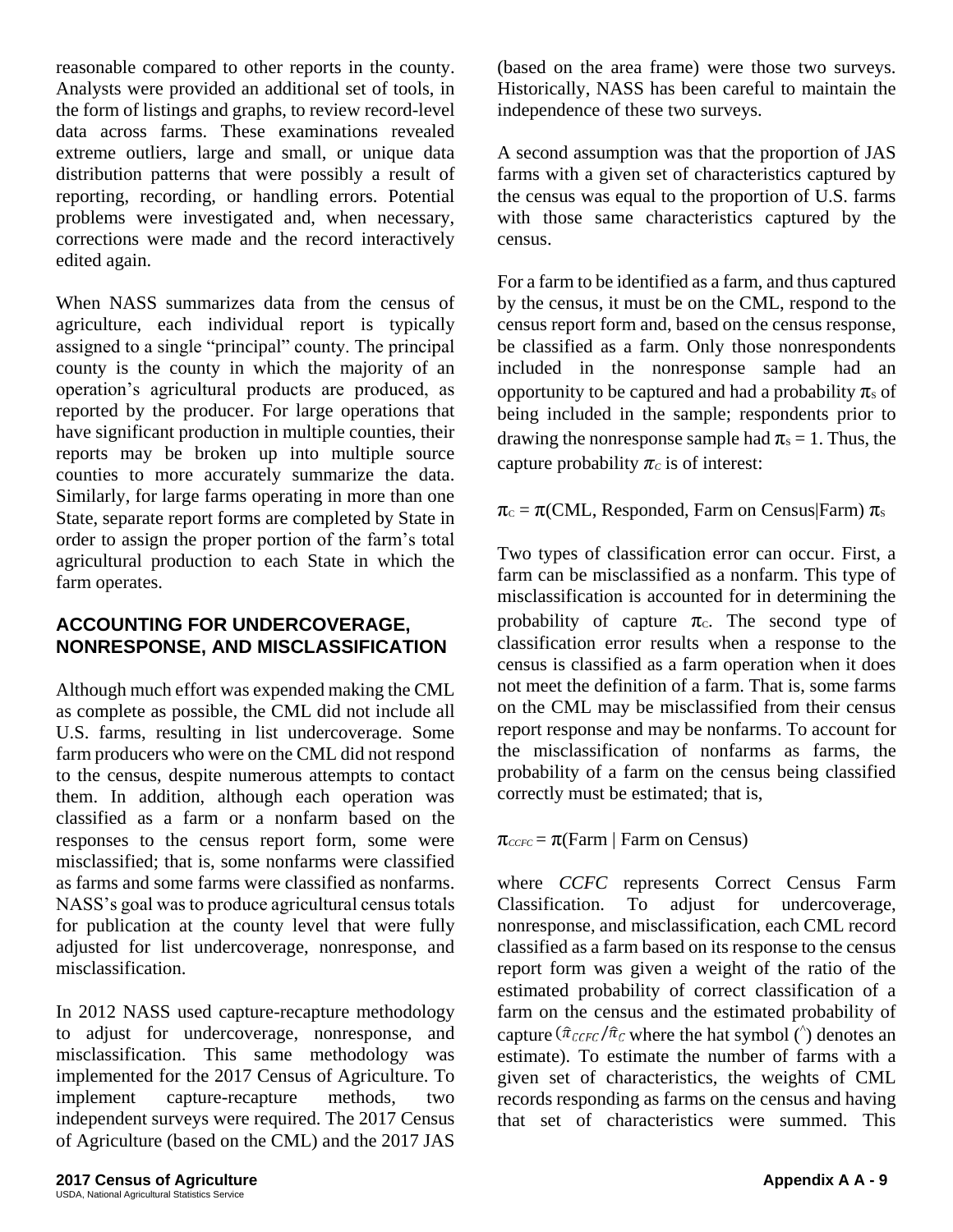reasonable compared to other reports in the county. Analysts were provided an additional set of tools, in the form of listings and graphs, to review record-level data across farms. These examinations revealed extreme outliers, large and small, or unique data distribution patterns that were possibly a result of reporting, recording, or handling errors. Potential problems were investigated and, when necessary, corrections were made and the record interactively edited again.

When NASS summarizes data from the census of agriculture, each individual report is typically assigned to a single "principal" county. The principal county is the county in which the majority of an operation's agricultural products are produced, as reported by the producer. For large operations that have significant production in multiple counties, their reports may be broken up into multiple source counties to more accurately summarize the data. Similarly, for large farms operating in more than one State, separate report forms are completed by State in order to assign the proper portion of the farm's total agricultural production to each State in which the farm operates.

## ACCOUNTING FOR UNDERCOVERAGE, NONRESPONSE, AND MISCLASSIFICATION

Although much effort was expended making the CML as complete as possible, the CML did not include all U.S. farms, resulting in list undercoverage. Some farm producers who were on the CML did not respond to the census, despite numerous attempts to contact them. In addition, although each operation was classified as a farm or a nonfarm based on the responses to the census report form, some were misclassified; that is, some nonfarms were classified as farms and some farms were classified as nonfarms. NASS's goal was to produce agricultural census totals for publication at the county level that were fully adjusted for list undercoverage, nonresponse, and misclassification.

In 2012 NASS used capture-recapture methodology to adjust for undercoverage, nonresponse, and misclassification. This same methodology was implemented for the 2017 Census of Agriculture. To implement capture-recapture methods, two independent surveys were required. The 2017 Census of Agriculture (based on the CML) and the 2017 JAS (based on the area frame) were those two surveys. Historically, NASS has been careful to maintain the independence of these two surveys.

A second assumption was that the proportion of JAS farms with a given set of characteristics captured by the census was equal to the proportion of U.S. farms with those same characteristics captured by the census.

For a farm to be identified as a farm, and thus captured by the census, it must be on the CML, respond to the census report form and, based on the census response, be classified as a farm. Only those nonrespondents included in the nonresponse sample had an opportunity to be captured and had a probability $\pi_s$ of being included in the sample; respondents prior to drawing the nonresponse sample had $\pi_s = 1$. Thus, the capture probability $\pi_C$ is of interest:

$$\pi_C = \pi(\text{CML, Responded, Farm on Census}|\text{Farm})\ \pi_s$$

Two types of classification error can occur. First, a farm can be misclassified as a nonfarm. This type of misclassification is accounted for in determining the probability of capture $\pi_C$. The second type of classification error results when a response to the census is classified as a farm operation when it does not meet the definition of a farm. That is, some farms on the CML may be misclassified from their census report response and may be nonfarms. To account for the misclassification of nonfarms as farms, the probability of a farm on the census being classified correctly must be estimated; that is,

$$\pi_{CCFC} = \pi(\text{Farm} \mid \text{Farm on Census})$$

where *CCFC* represents Correct Census Farm Classification. To adjust for undercoverage, nonresponse, and misclassification, each CML record classified as a farm based on its response to the census report form was given a weight of the ratio of the estimated probability of correct classification of a farm on the census and the estimated probability of capture ($\hat{\pi}_{CCFC}/\hat{\pi}_C$ where the hat symbol ($\hat{}$) denotes an estimate). To estimate the number of farms with a given set of characteristics, the weights of CML records responding as farms on the census and having that set of characteristics were summed. This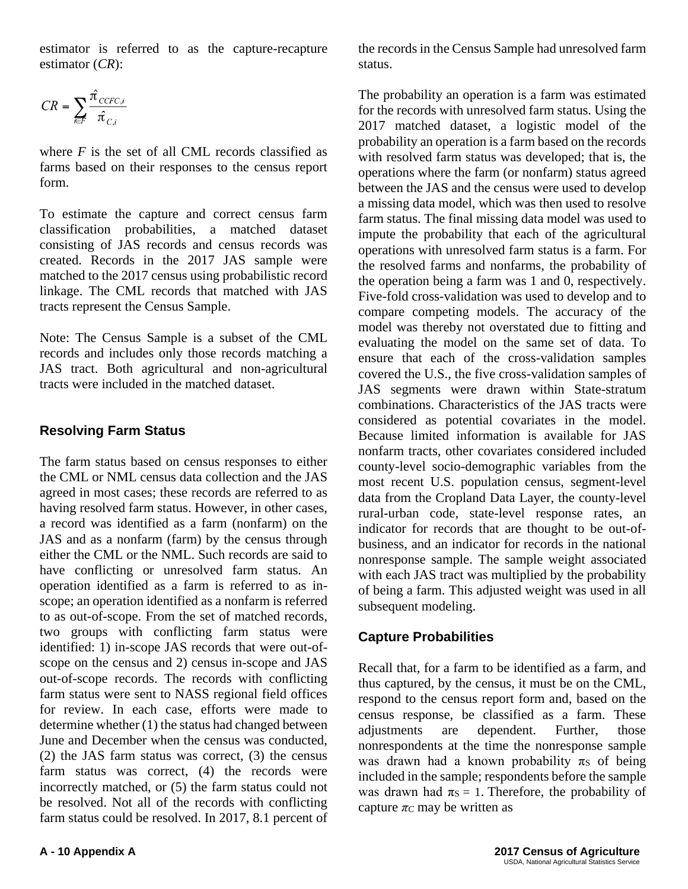estimator is referred to as the capture-recapture estimator (*CR*):

$$CR = \sum_{i \in F} \frac{\hat{\pi}_{CCFC,i}}{\hat{\pi}_{C,i}}$$

where $F$ is the set of all CML records classified as farms based on their responses to the census report form.

To estimate the capture and correct census farm classification probabilities, a matched dataset consisting of JAS records and census records was created. Records in the 2017 JAS sample were matched to the 2017 census using probabilistic record linkage. The CML records that matched with JAS tracts represent the Census Sample.

Note: The Census Sample is a subset of the CML records and includes only those records matching a JAS tract. Both agricultural and non-agricultural tracts were included in the matched dataset.

## Resolving Farm Status

The farm status based on census responses to either the CML or NML census data collection and the JAS agreed in most cases; these records are referred to as having resolved farm status. However, in other cases, a record was identified as a farm (nonfarm) on the JAS and as a nonfarm (farm) by the census through either the CML or the NML. Such records are said to have conflicting or unresolved farm status. An operation identified as a farm is referred to as in-scope; an operation identified as a nonfarm is referred to as out-of-scope. From the set of matched records, two groups with conflicting farm status were identified: 1) in-scope JAS records that were out-of-scope on the census and 2) census in-scope and JAS out-of-scope records. The records with conflicting farm status were sent to NASS regional field offices for review. In each case, efforts were made to determine whether (1) the status had changed between June and December when the census was conducted, (2) the JAS farm status was correct, (3) the census farm status was correct, (4) the records were incorrectly matched, or (5) the farm status could not be resolved. Not all of the records with conflicting farm status could be resolved. In 2017, 8.1 percent of the records in the Census Sample had unresolved farm status.

The probability an operation is a farm was estimated for the records with unresolved farm status. Using the 2017 matched dataset, a logistic model of the probability an operation is a farm based on the records with resolved farm status was developed; that is, the operations where the farm (or nonfarm) status agreed between the JAS and the census were used to develop a missing data model, which was then used to resolve farm status. The final missing data model was used to impute the probability that each of the agricultural operations with unresolved farm status is a farm. For the resolved farms and nonfarms, the probability of the operation being a farm was 1 and 0, respectively. Five-fold cross-validation was used to develop and to compare competing models. The accuracy of the model was thereby not overstated due to fitting and evaluating the model on the same set of data. To ensure that each of the cross-validation samples covered the U.S., the five cross-validation samples of JAS segments were drawn within State-stratum combinations. Characteristics of the JAS tracts were considered as potential covariates in the model. Because limited information is available for JAS nonfarm tracts, other covariates considered included county-level socio-demographic variables from the most recent U.S. population census, segment-level data from the Cropland Data Layer, the county-level rural-urban code, state-level response rates, an indicator for records that are thought to be out-of-business, and an indicator for records in the national nonresponse sample. The sample weight associated with each JAS tract was multiplied by the probability of being a farm. This adjusted weight was used in all subsequent modeling.

## Capture Probabilities

Recall that, for a farm to be identified as a farm, and thus captured, by the census, it must be on the CML, respond to the census report form and, based on the census response, be classified as a farm. These adjustments are dependent. Further, those nonrespondents at the time the nonresponse sample was drawn had a known probability $\pi_S$ of being included in the sample; respondents before the sample was drawn had $\pi_S = 1$. Therefore, the probability of capture $\pi_C$ may be written as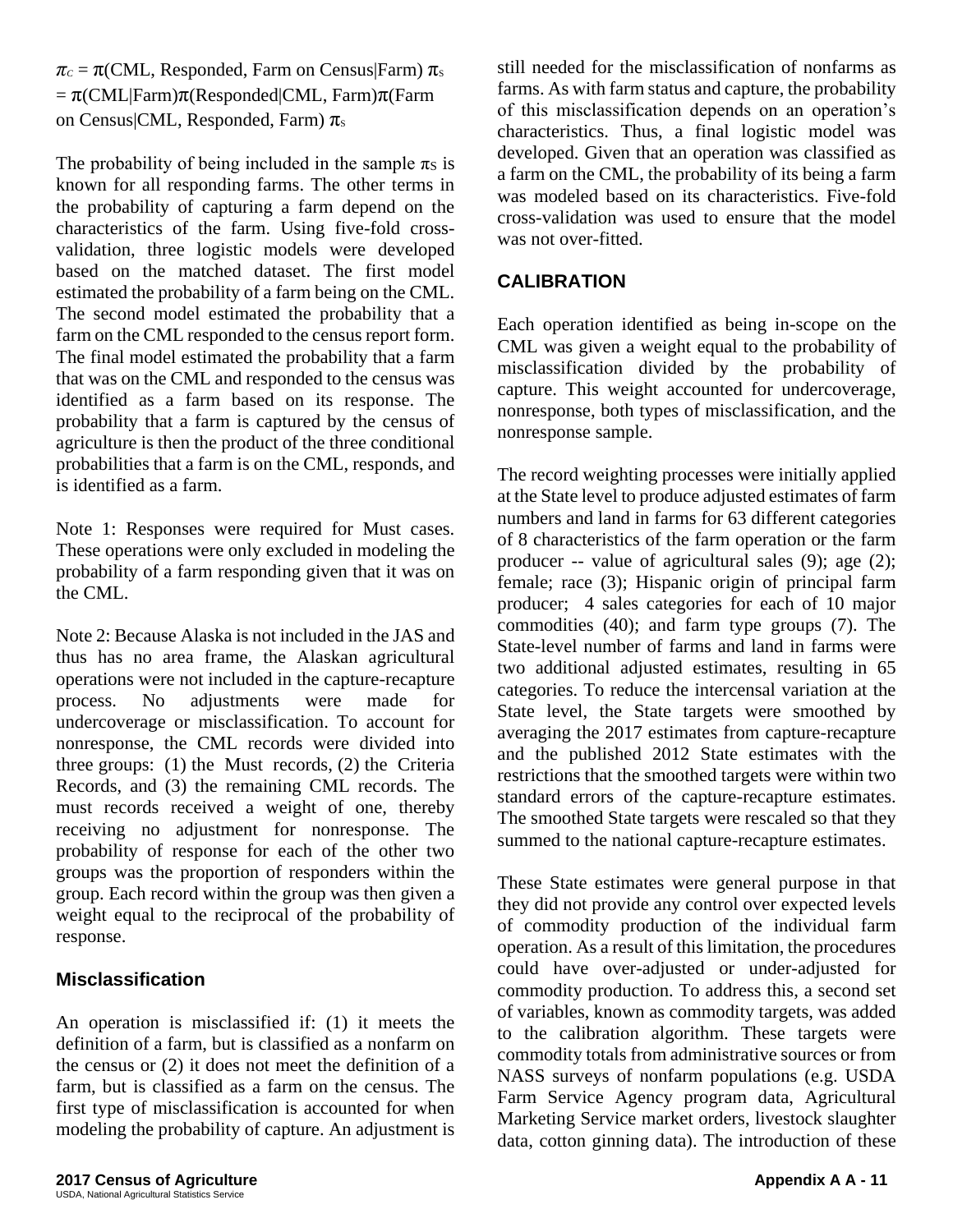$\pi_C = \pi(\text{CML, Responded, Farm on Census}|\text{Farm})\ \pi_S = \pi(\text{CML}|\text{Farm})\pi(\text{Responded}|\text{CML, Farm})\pi(\text{Farm on Census}|\text{CML, Responded, Farm})\ \pi_S$

The probability of being included in the sample $\pi_S$ is known for all responding farms. The other terms in the probability of capturing a farm depend on the characteristics of the farm. Using five-fold cross-validation, three logistic models were developed based on the matched dataset. The first model estimated the probability of a farm being on the CML. The second model estimated the probability that a farm on the CML responded to the census report form. The final model estimated the probability that a farm that was on the CML and responded to the census was identified as a farm based on its response. The probability that a farm is captured by the census of agriculture is then the product of the three conditional probabilities that a farm is on the CML, responds, and is identified as a farm.

Note 1: Responses were required for Must cases. These operations were only excluded in modeling the probability of a farm responding given that it was on the CML.

Note 2: Because Alaska is not included in the JAS and thus has no area frame, the Alaskan agricultural operations were not included in the capture-recapture process. No adjustments were made for undercoverage or misclassification. To account for nonresponse, the CML records were divided into three groups: (1) the Must records, (2) the Criteria Records, and (3) the remaining CML records. The must records received a weight of one, thereby receiving no adjustment for nonresponse. The probability of response for each of the other two groups was the proportion of responders within the group. Each record within the group was then given a weight equal to the reciprocal of the probability of response.

### Misclassification

An operation is misclassified if: (1) it meets the definition of a farm, but is classified as a nonfarm on the census or (2) it does not meet the definition of a farm, but is classified as a farm on the census. The first type of misclassification is accounted for when modeling the probability of capture. An adjustment is still needed for the misclassification of nonfarms as farms. As with farm status and capture, the probability of this misclassification depends on an operation's characteristics. Thus, a final logistic model was developed. Given that an operation was classified as a farm on the CML, the probability of its being a farm was modeled based on its characteristics. Five-fold cross-validation was used to ensure that the model was not over-fitted.

## CALIBRATION

Each operation identified as being in-scope on the CML was given a weight equal to the probability of misclassification divided by the probability of capture. This weight accounted for undercoverage, nonresponse, both types of misclassification, and the nonresponse sample.

The record weighting processes were initially applied at the State level to produce adjusted estimates of farm numbers and land in farms for 63 different categories of 8 characteristics of the farm operation or the farm producer -- value of agricultural sales (9); age (2); female; race (3); Hispanic origin of principal farm producer; 4 sales categories for each of 10 major commodities (40); and farm type groups (7). The State-level number of farms and land in farms were two additional adjusted estimates, resulting in 65 categories. To reduce the intercensal variation at the State level, the State targets were smoothed by averaging the 2017 estimates from capture-recapture and the published 2012 State estimates with the restrictions that the smoothed targets were within two standard errors of the capture-recapture estimates. The smoothed State targets were rescaled so that they summed to the national capture-recapture estimates.

These State estimates were general purpose in that they did not provide any control over expected levels of commodity production of the individual farm operation. As a result of this limitation, the procedures could have over-adjusted or under-adjusted for commodity production. To address this, a second set of variables, known as commodity targets, was added to the calibration algorithm. These targets were commodity totals from administrative sources or from NASS surveys of nonfarm populations (e.g. USDA Farm Service Agency program data, Agricultural Marketing Service market orders, livestock slaughter data, cotton ginning data). The introduction of these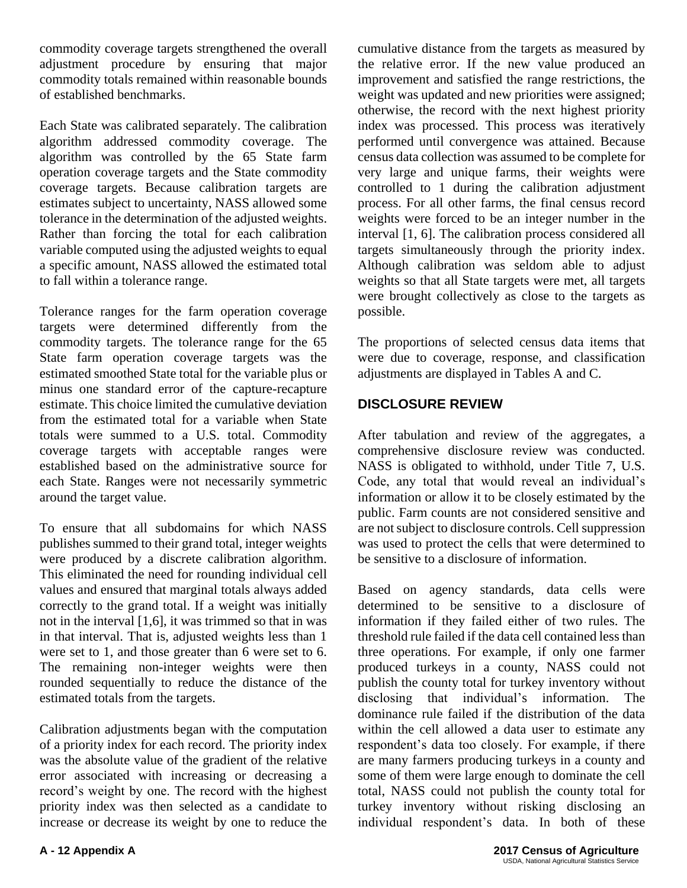commodity coverage targets strengthened the overall adjustment procedure by ensuring that major commodity totals remained within reasonable bounds of established benchmarks.

Each State was calibrated separately. The calibration algorithm addressed commodity coverage. The algorithm was controlled by the 65 State farm operation coverage targets and the State commodity coverage targets. Because calibration targets are estimates subject to uncertainty, NASS allowed some tolerance in the determination of the adjusted weights. Rather than forcing the total for each calibration variable computed using the adjusted weights to equal a specific amount, NASS allowed the estimated total to fall within a tolerance range.

Tolerance ranges for the farm operation coverage targets were determined differently from the commodity targets. The tolerance range for the 65 State farm operation coverage targets was the estimated smoothed State total for the variable plus or minus one standard error of the capture-recapture estimate. This choice limited the cumulative deviation from the estimated total for a variable when State totals were summed to a U.S. total. Commodity coverage targets with acceptable ranges were established based on the administrative source for each State. Ranges were not necessarily symmetric around the target value.

To ensure that all subdomains for which NASS publishes summed to their grand total, integer weights were produced by a discrete calibration algorithm. This eliminated the need for rounding individual cell values and ensured that marginal totals always added correctly to the grand total. If a weight was initially not in the interval [1,6], it was trimmed so that in was in that interval. That is, adjusted weights less than 1 were set to 1, and those greater than 6 were set to 6. The remaining non-integer weights were then rounded sequentially to reduce the distance of the estimated totals from the targets.

Calibration adjustments began with the computation of a priority index for each record. The priority index was the absolute value of the gradient of the relative error associated with increasing or decreasing a record's weight by one. The record with the highest priority index was then selected as a candidate to increase or decrease its weight by one to reduce the cumulative distance from the targets as measured by the relative error. If the new value produced an improvement and satisfied the range restrictions, the weight was updated and new priorities were assigned; otherwise, the record with the next highest priority index was processed. This process was iteratively performed until convergence was attained. Because census data collection was assumed to be complete for very large and unique farms, their weights were controlled to 1 during the calibration adjustment process. For all other farms, the final census record weights were forced to be an integer number in the interval [1, 6]. The calibration process considered all targets simultaneously through the priority index. Although calibration was seldom able to adjust weights so that all State targets were met, all targets were brought collectively as close to the targets as possible.

The proportions of selected census data items that were due to coverage, response, and classification adjustments are displayed in Tables A and C.

## DISCLOSURE REVIEW

After tabulation and review of the aggregates, a comprehensive disclosure review was conducted. NASS is obligated to withhold, under Title 7, U.S. Code, any total that would reveal an individual's information or allow it to be closely estimated by the public. Farm counts are not considered sensitive and are not subject to disclosure controls. Cell suppression was used to protect the cells that were determined to be sensitive to a disclosure of information.

Based on agency standards, data cells were determined to be sensitive to a disclosure of information if they failed either of two rules. The threshold rule failed if the data cell contained less than three operations. For example, if only one farmer produced turkeys in a county, NASS could not publish the county total for turkey inventory without disclosing that individual's information. The dominance rule failed if the distribution of the data within the cell allowed a data user to estimate any respondent's data too closely. For example, if there are many farmers producing turkeys in a county and some of them were large enough to dominate the cell total, NASS could not publish the county total for turkey inventory without risking disclosing an individual respondent's data. In both of these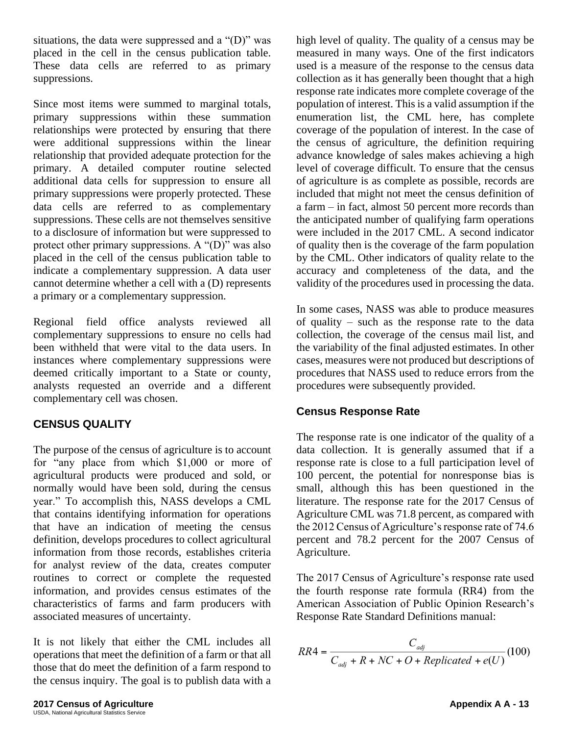situations, the data were suppressed and a "(D)" was placed in the cell in the census publication table. These data cells are referred to as primary suppressions.

Since most items were summed to marginal totals, primary suppressions within these summation relationships were protected by ensuring that there were additional suppressions within the linear relationship that provided adequate protection for the primary. A detailed computer routine selected additional data cells for suppression to ensure all primary suppressions were properly protected. These data cells are referred to as complementary suppressions. These cells are not themselves sensitive to a disclosure of information but were suppressed to protect other primary suppressions. A "(D)" was also placed in the cell of the census publication table to indicate a complementary suppression. A data user cannot determine whether a cell with a (D) represents a primary or a complementary suppression.

Regional field office analysts reviewed all complementary suppressions to ensure no cells had been withheld that were vital to the data users. In instances where complementary suppressions were deemed critically important to a State or county, analysts requested an override and a different complementary cell was chosen.

## CENSUS QUALITY

The purpose of the census of agriculture is to account for "any place from which $1,000 or more of agricultural products were produced and sold, or normally would have been sold, during the census year." To accomplish this, NASS develops a CML that contains identifying information for operations that have an indication of meeting the census definition, develops procedures to collect agricultural information from those records, establishes criteria for analyst review of the data, creates computer routines to correct or complete the requested information, and provides census estimates of the characteristics of farms and farm producers with associated measures of uncertainty.

It is not likely that either the CML includes all operations that meet the definition of a farm or that all those that do meet the definition of a farm respond to the census inquiry. The goal is to publish data with a high level of quality. The quality of a census may be measured in many ways. One of the first indicators used is a measure of the response to the census data collection as it has generally been thought that a high response rate indicates more complete coverage of the population of interest. This is a valid assumption if the enumeration list, the CML here, has complete coverage of the population of interest. In the case of the census of agriculture, the definition requiring advance knowledge of sales makes achieving a high level of coverage difficult. To ensure that the census of agriculture is as complete as possible, records are included that might not meet the census definition of a farm – in fact, almost 50 percent more records than the anticipated number of qualifying farm operations were included in the 2017 CML. A second indicator of quality then is the coverage of the farm population by the CML. Other indicators of quality relate to the accuracy and completeness of the data, and the validity of the procedures used in processing the data.

In some cases, NASS was able to produce measures of quality – such as the response rate to the data collection, the coverage of the census mail list, and the variability of the final adjusted estimates. In other cases, measures were not produced but descriptions of procedures that NASS used to reduce errors from the procedures were subsequently provided.

### Census Response Rate

The response rate is one indicator of the quality of a data collection. It is generally assumed that if a response rate is close to a full participation level of 100 percent, the potential for nonresponse bias is small, although this has been questioned in the literature. The response rate for the 2017 Census of Agriculture CML was 71.8 percent, as compared with the 2012 Census of Agriculture's response rate of 74.6 percent and 78.2 percent for the 2007 Census of Agriculture.

The 2017 Census of Agriculture's response rate used the fourth response rate formula (RR4) from the American Association of Public Opinion Research's Response Rate Standard Definitions manual:

$$RR4 = \frac{C_{adj}}{C_{adj} + R + NC + O + Replicated + e(U)}(100)$$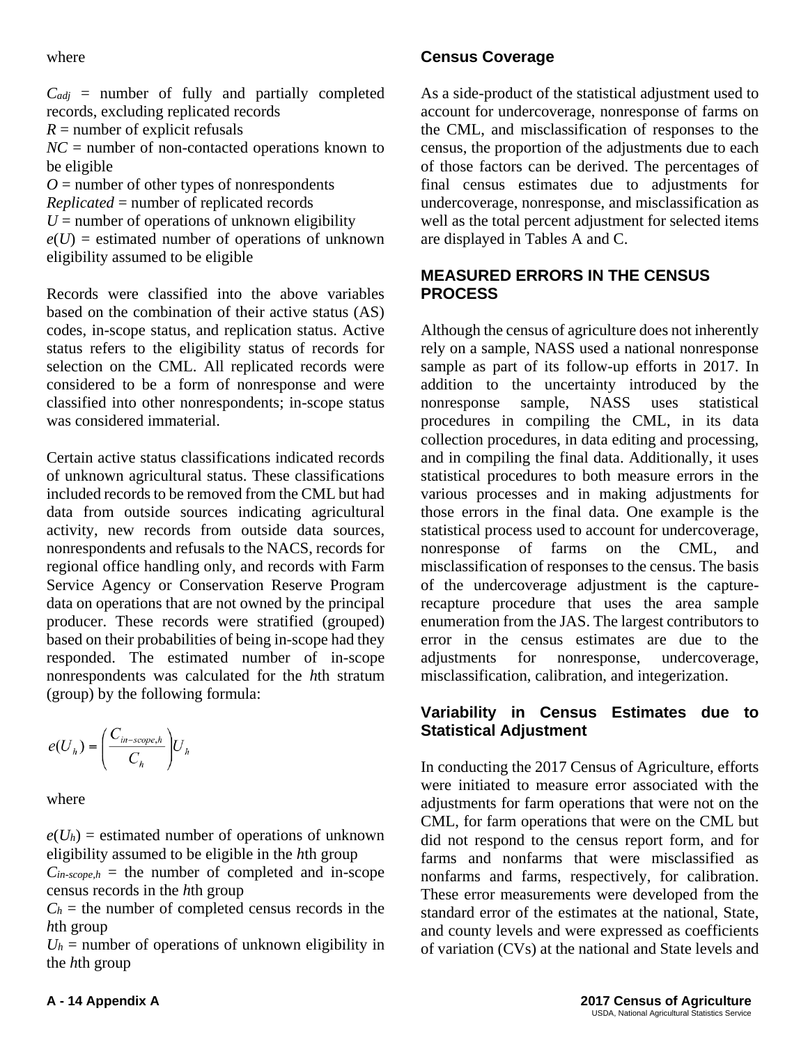where

$C_{adj}$ = number of fully and partially completed records, excluding replicated records
$R$ = number of explicit refusals
$NC$ = number of non-contacted operations known to be eligible
$O$ = number of other types of nonrespondents
*Replicated* = number of replicated records
$U$ = number of operations of unknown eligibility
$e(U)$ = estimated number of operations of unknown eligibility assumed to be eligible

Records were classified into the above variables based on the combination of their active status (AS) codes, in-scope status, and replication status. Active status refers to the eligibility status of records for selection on the CML. All replicated records were considered to be a form of nonresponse and were classified into other nonrespondents; in-scope status was considered immaterial.

Certain active status classifications indicated records of unknown agricultural status. These classifications included records to be removed from the CML but had data from outside sources indicating agricultural activity, new records from outside data sources, nonrespondents and refusals to the NACS, records for regional office handling only, and records with Farm Service Agency or Conservation Reserve Program data on operations that are not owned by the principal producer. These records were stratified (grouped) based on their probabilities of being in-scope had they responded. The estimated number of in-scope nonrespondents was calculated for the *h*th stratum (group) by the following formula:

$$e(U_h) = \left(\frac{C_{in-scope,h}}{C_h}\right)U_h$$

where

$e(U_h)$ = estimated number of operations of unknown eligibility assumed to be eligible in the *h*th group
$C_{in-scope,h}$ = the number of completed and in-scope census records in the *h*th group
$C_h$ = the number of completed census records in the *h*th group
$U_h$ = number of operations of unknown eligibility in the *h*th group

## Census Coverage

As a side-product of the statistical adjustment used to account for undercoverage, nonresponse of farms on the CML, and misclassification of responses to the census, the proportion of the adjustments due to each of those factors can be derived. The percentages of final census estimates due to adjustments for undercoverage, nonresponse, and misclassification as well as the total percent adjustment for selected items are displayed in Tables A and C.

## MEASURED ERRORS IN THE CENSUS PROCESS

Although the census of agriculture does not inherently rely on a sample, NASS used a national nonresponse sample as part of its follow-up efforts in 2017. In addition to the uncertainty introduced by the nonresponse sample, NASS uses statistical procedures in compiling the CML, in its data collection procedures, in data editing and processing, and in compiling the final data. Additionally, it uses statistical procedures to both measure errors in the various processes and in making adjustments for those errors in the final data. One example is the statistical process used to account for undercoverage, nonresponse of farms on the CML, and misclassification of responses to the census. The basis of the undercoverage adjustment is the capture-recapture procedure that uses the area sample enumeration from the JAS. The largest contributors to error in the census estimates are due to the adjustments for nonresponse, undercoverage, misclassification, calibration, and integerization.

### Variability in Census Estimates due to Statistical Adjustment

In conducting the 2017 Census of Agriculture, efforts were initiated to measure error associated with the adjustments for farm operations that were not on the CML, for farm operations that were on the CML but did not respond to the census report form, and for farms and nonfarms that were misclassified as nonfarms and farms, respectively, for calibration. These error measurements were developed from the standard error of the estimates at the national, State, and county levels and were expressed as coefficients of variation (CVs) at the national and State levels and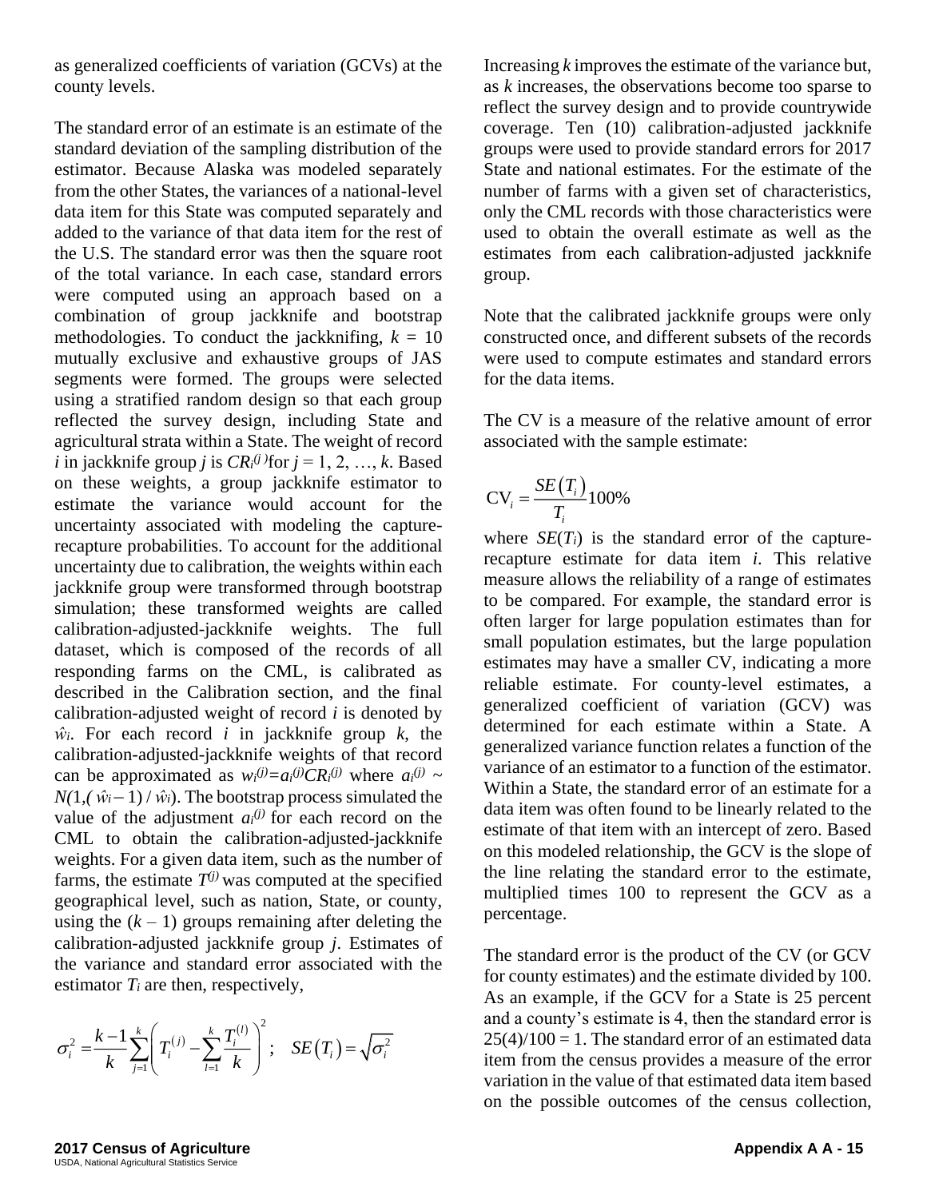as generalized coefficients of variation (GCVs) at the county levels.

The standard error of an estimate is an estimate of the standard deviation of the sampling distribution of the estimator. Because Alaska was modeled separately from the other States, the variances of a national-level data item for this State was computed separately and added to the variance of that data item for the rest of the U.S. The standard error was then the square root of the total variance. In each case, standard errors were computed using an approach based on a combination of group jackknife and bootstrap methodologies. To conduct the jackknifing, $k = 10$ mutually exclusive and exhaustive groups of JAS segments were formed. The groups were selected using a stratified random design so that each group reflected the survey design, including State and agricultural strata within a State. The weight of record $i$ in jackknife group $j$ is $CR_i^{(j)}$ for $j = 1, 2, \ldots, k$. Based on these weights, a group jackknife estimator to estimate the variance would account for the uncertainty associated with modeling the capture-recapture probabilities. To account for the additional uncertainty due to calibration, the weights within each jackknife group were transformed through bootstrap simulation; these transformed weights are called calibration-adjusted-jackknife weights. The full dataset, which is composed of the records of all responding farms on the CML, is calibrated as described in the Calibration section, and the final calibration-adjusted weight of record $i$ is denoted by $\hat{w}_i$. For each record $i$ in jackknife group $k$, the calibration-adjusted-jackknife weights of that record can be approximated as $w_i^{(j)}=a_i^{(j)}CR_i^{(j)}$ where $a_i^{(j)} \sim N(1,(\hat{w}_i - 1)/\hat{w}_i)$. The bootstrap process simulated the value of the adjustment $a_i^{(j)}$ for each record on the CML to obtain the calibration-adjusted-jackknife weights. For a given data item, such as the number of farms, the estimate $T^{(j)}$ was computed at the specified geographical level, such as nation, State, or county, using the $(k - 1)$ groups remaining after deleting the calibration-adjusted jackknife group $j$. Estimates of the variance and standard error associated with the estimator $T_i$ are then, respectively,

$$\sigma_i^2 = \frac{k-1}{k}\sum_{j=1}^{k}\left(T_i^{(j)} - \sum_{l=1}^{k}\frac{T_i^{(l)}}{k}\right)^2; \quad SE\left(T_i\right) = \sqrt{\sigma_i^2}$$

Increasing $k$ improves the estimate of the variance but, as $k$ increases, the observations become too sparse to reflect the survey design and to provide countrywide coverage. Ten (10) calibration-adjusted jackknife groups were used to provide standard errors for 2017 State and national estimates. For the estimate of the number of farms with a given set of characteristics, only the CML records with those characteristics were used to obtain the overall estimate as well as the estimates from each calibration-adjusted jackknife group.

Note that the calibrated jackknife groups were only constructed once, and different subsets of the records were used to compute estimates and standard errors for the data items.

The CV is a measure of the relative amount of error associated with the sample estimate:

$$\text{CV}_i = \frac{SE\left(T_i\right)}{T_i}100\%$$

where $SE(T_i)$ is the standard error of the capture-recapture estimate for data item $i$. This relative measure allows the reliability of a range of estimates to be compared. For example, the standard error is often larger for large population estimates than for small population estimates, but the large population estimates may have a smaller CV, indicating a more reliable estimate. For county-level estimates, a generalized coefficient of variation (GCV) was determined for each estimate within a State. A generalized variance function relates a function of the variance of an estimator to a function of the estimator. Within a State, the standard error of an estimate for a data item was often found to be linearly related to the estimate of that item with an intercept of zero. Based on this modeled relationship, the GCV is the slope of the line relating the standard error to the estimate, multiplied times 100 to represent the GCV as a percentage.

The standard error is the product of the CV (or GCV for county estimates) and the estimate divided by 100. As an example, if the GCV for a State is 25 percent and a county's estimate is 4, then the standard error is $25(4)/100 = 1$. The standard error of an estimated data item from the census provides a measure of the error variation in the value of that estimated data item based on the possible outcomes of the census collection,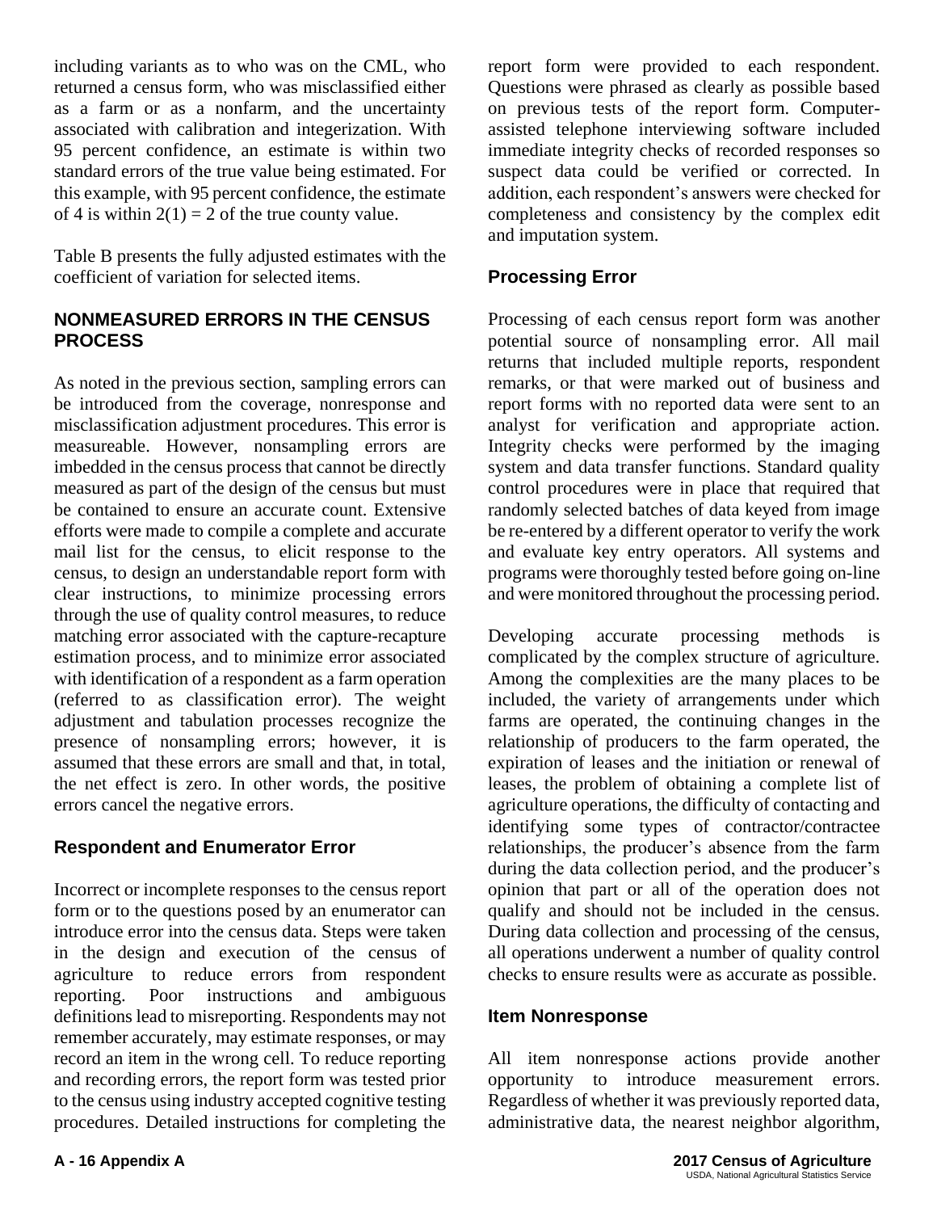including variants as to who was on the CML, who returned a census form, who was misclassified either as a farm or as a nonfarm, and the uncertainty associated with calibration and integerization. With 95 percent confidence, an estimate is within two standard errors of the true value being estimated. For this example, with 95 percent confidence, the estimate of 4 is within $2(1) = 2$ of the true county value.

Table B presents the fully adjusted estimates with the coefficient of variation for selected items.

## NONMEASURED ERRORS IN THE CENSUS PROCESS

As noted in the previous section, sampling errors can be introduced from the coverage, nonresponse and misclassification adjustment procedures. This error is measureable. However, nonsampling errors are imbedded in the census process that cannot be directly measured as part of the design of the census but must be contained to ensure an accurate count. Extensive efforts were made to compile a complete and accurate mail list for the census, to elicit response to the census, to design an understandable report form with clear instructions, to minimize processing errors through the use of quality control measures, to reduce matching error associated with the capture-recapture estimation process, and to minimize error associated with identification of a respondent as a farm operation (referred to as classification error). The weight adjustment and tabulation processes recognize the presence of nonsampling errors; however, it is assumed that these errors are small and that, in total, the net effect is zero. In other words, the positive errors cancel the negative errors.

### Respondent and Enumerator Error

Incorrect or incomplete responses to the census report form or to the questions posed by an enumerator can introduce error into the census data. Steps were taken in the design and execution of the census of agriculture to reduce errors from respondent reporting. Poor instructions and ambiguous definitions lead to misreporting. Respondents may not remember accurately, may estimate responses, or may record an item in the wrong cell. To reduce reporting and recording errors, the report form was tested prior to the census using industry accepted cognitive testing procedures. Detailed instructions for completing the report form were provided to each respondent. Questions were phrased as clearly as possible based on previous tests of the report form. Computer-assisted telephone interviewing software included immediate integrity checks of recorded responses so suspect data could be verified or corrected. In addition, each respondent's answers were checked for completeness and consistency by the complex edit and imputation system.

### Processing Error

Processing of each census report form was another potential source of nonsampling error. All mail returns that included multiple reports, respondent remarks, or that were marked out of business and report forms with no reported data were sent to an analyst for verification and appropriate action. Integrity checks were performed by the imaging system and data transfer functions. Standard quality control procedures were in place that required that randomly selected batches of data keyed from image be re-entered by a different operator to verify the work and evaluate key entry operators. All systems and programs were thoroughly tested before going on-line and were monitored throughout the processing period.

Developing accurate processing methods is complicated by the complex structure of agriculture. Among the complexities are the many places to be included, the variety of arrangements under which farms are operated, the continuing changes in the relationship of producers to the farm operated, the expiration of leases and the initiation or renewal of leases, the problem of obtaining a complete list of agriculture operations, the difficulty of contacting and identifying some types of contractor/contractee relationships, the producer's absence from the farm during the data collection period, and the producer's opinion that part or all of the operation does not qualify and should not be included in the census. During data collection and processing of the census, all operations underwent a number of quality control checks to ensure results were as accurate as possible.

### Item Nonresponse

All item nonresponse actions provide another opportunity to introduce measurement errors. Regardless of whether it was previously reported data, administrative data, the nearest neighbor algorithm,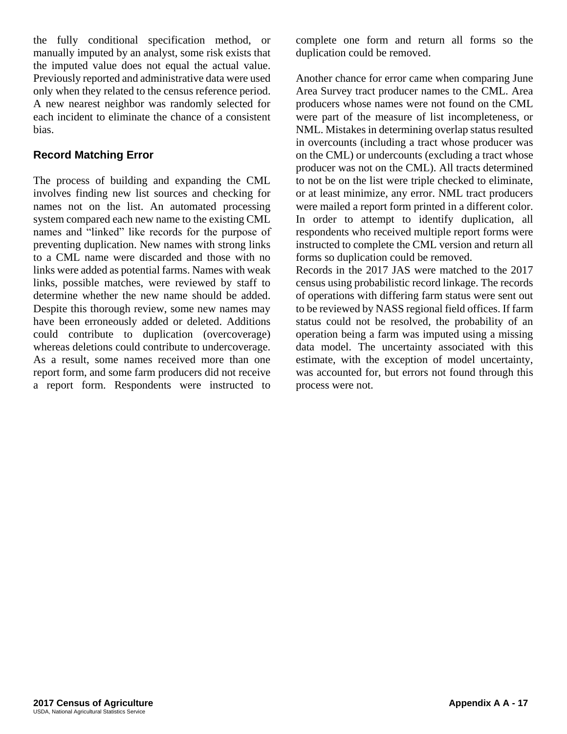the fully conditional specification method, or manually imputed by an analyst, some risk exists that the imputed value does not equal the actual value. Previously reported and administrative data were used only when they related to the census reference period. A new nearest neighbor was randomly selected for each incident to eliminate the chance of a consistent bias.

### Record Matching Error

The process of building and expanding the CML involves finding new list sources and checking for names not on the list. An automated processing system compared each new name to the existing CML names and "linked" like records for the purpose of preventing duplication. New names with strong links to a CML name were discarded and those with no links were added as potential farms. Names with weak links, possible matches, were reviewed by staff to determine whether the new name should be added. Despite this thorough review, some new names may have been erroneously added or deleted. Additions could contribute to duplication (overcoverage) whereas deletions could contribute to undercoverage. As a result, some names received more than one report form, and some farm producers did not receive a report form. Respondents were instructed to complete one form and return all forms so the duplication could be removed.

Another chance for error came when comparing June Area Survey tract producer names to the CML. Area producers whose names were not found on the CML were part of the measure of list incompleteness, or NML. Mistakes in determining overlap status resulted in overcounts (including a tract whose producer was on the CML) or undercounts (excluding a tract whose producer was not on the CML). All tracts determined to not be on the list were triple checked to eliminate, or at least minimize, any error. NML tract producers were mailed a report form printed in a different color. In order to attempt to identify duplication, all respondents who received multiple report forms were instructed to complete the CML version and return all forms so duplication could be removed.

Records in the 2017 JAS were matched to the 2017 census using probabilistic record linkage. The records of operations with differing farm status were sent out to be reviewed by NASS regional field offices. If farm status could not be resolved, the probability of an operation being a farm was imputed using a missing data model. The uncertainty associated with this estimate, with the exception of model uncertainty, was accounted for, but errors not found through this process were not.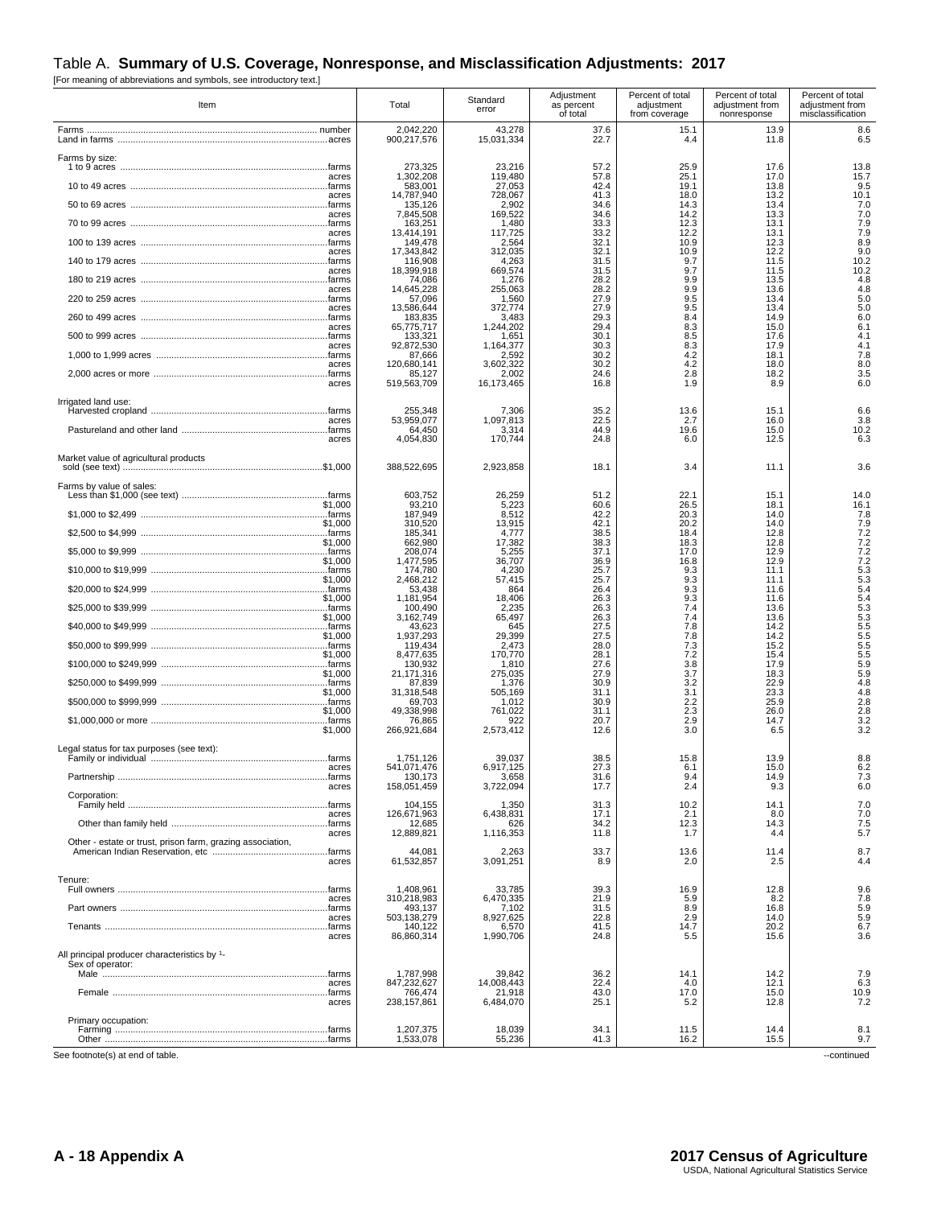# Table A. **Summary of U.S. Coverage, Nonresponse, and Misclassification Adjustments: 2017**

[For meaning of abbreviations and symbols, see introductory text.]

| Item | Total | Standard error | Adjustment as percent of total | Percent of total adjustment from coverage | Percent of total adjustment from nonresponse | Percent of total adjustment from misclassification |
|---|---|---|---|---|---|---|
| Farms ............ number | 2,042,220 | 43,278 | 37.6 | 15.1 | 13.9 | 8.6 |
| Land in farms ............ acres | 900,217,576 | 15,031,334 | 22.7 | 4.4 | 11.8 | 6.5 |
| Farms by size: | | | | | | |
| 1 to 9 acres ............ farms | 273,325 | 23,216 | 57.2 | 25.9 | 17.6 | 13.8 |
| acres | 1,302,208 | 119,480 | 57.8 | 25.1 | 17.0 | 15.7 |
| 10 to 49 acres ............ farms | 583,001 | 27,053 | 42.4 | 19.1 | 13.8 | 9.5 |
| acres | 14,787,940 | 728,067 | 41.3 | 18.0 | 13.2 | 10.1 |
| 50 to 69 acres ............ farms | 135,126 | 2,902 | 34.6 | 14.3 | 13.4 | 7.0 |
| acres | 7,845,508 | 169,522 | 34.6 | 14.2 | 13.3 | 7.0 |
| 70 to 99 acres ............ farms | 163,251 | 1,480 | 33.3 | 12.3 | 13.1 | 7.9 |
| acres | 13,414,191 | 117,725 | 33.2 | 12.2 | 13.1 | 7.9 |
| 100 to 139 acres ............ farms | 149,478 | 2,564 | 32.1 | 10.9 | 12.3 | 8.9 |
| acres | 17,343,842 | 312,035 | 32.1 | 10.9 | 12.2 | 9.0 |
| 140 to 179 acres ............ farms | 116,908 | 4,263 | 31.5 | 9.7 | 11.5 | 10.2 |
| acres | 18,399,918 | 669,574 | 31.5 | 9.7 | 11.5 | 10.2 |
| 180 to 219 acres ............ farms | 74,086 | 1,276 | 28.2 | 9.9 | 13.5 | 4.8 |
| acres | 14,645,228 | 255,063 | 28.2 | 9.9 | 13.6 | 4.8 |
| 220 to 259 acres ............ farms | 57,096 | 1,560 | 27.9 | 9.5 | 13.4 | 5.0 |
| acres | 13,586,644 | 372,774 | 27.9 | 9.5 | 13.4 | 5.0 |
| 260 to 499 acres ............ farms | 183,835 | 3,483 | 29.3 | 8.4 | 14.9 | 6.0 |
| acres | 65,775,717 | 1,244,202 | 29.4 | 8.3 | 15.0 | 6.1 |
| 500 to 999 acres ............ farms | 133,321 | 1,651 | 30.1 | 8.5 | 17.6 | 4.1 |
| acres | 92,872,530 | 1,164,377 | 30.3 | 8.3 | 17.9 | 4.1 |
| 1,000 to 1,999 acres ............ farms | 87,666 | 2,592 | 30.2 | 4.2 | 18.1 | 7.8 |
| acres | 120,680,141 | 3,602,322 | 30.2 | 4.2 | 18.0 | 8.0 |
| 2,000 acres or more ............ farms | 85,127 | 2,002 | 24.6 | 2.8 | 18.2 | 3.5 |
| acres | 519,563,709 | 16,173,465 | 16.8 | 1.9 | 8.9 | 6.0 |
| Irrigated land use: | | | | | | |
| Harvested cropland ............ farms | 255,348 | 7,306 | 35.2 | 13.6 | 15.1 | 6.6 |
| acres | 53,959,077 | 1,097,813 | 22.5 | 2.7 | 16.0 | 3.8 |
| Pastureland and other land ............ farms | 64,450 | 3,314 | 44.9 | 19.6 | 15.0 | 10.2 |
| acres | 4,054,830 | 170,744 | 24.8 | 6.0 | 12.5 | 6.3 |
| Market value of agricultural products sold (see text) ............ $1,000 | 388,522,695 | 2,923,858 | 18.1 | 3.4 | 11.1 | 3.6 |
| Farms by value of sales: | | | | | | |
| Less than $1,000 (see text) ............ farms | 603,752 | 26,259 | 51.2 | 22.1 | 15.1 | 14.0 |
| $1,000 | 93,210 | 5,223 | 60.6 | 26.5 | 18.1 | 16.1 |
| $1,000 to $2,499 ............ farms | 187,949 | 8,512 | 42.2 | 20.3 | 14.0 | 7.8 |
| $1,000 | 310,520 | 13,915 | 42.1 | 20.2 | 14.0 | 7.9 |
| $2,500 to $4,999 ............ farms | 185,341 | 4,777 | 38.5 | 18.4 | 12.8 | 7.2 |
| $1,000 | 662,980 | 17,382 | 38.3 | 18.3 | 12.8 | 7.2 |
| $5,000 to $9,999 ............ farms | 208,074 | 5,255 | 37.1 | 17.0 | 12.9 | 7.2 |
| $1,000 | 1,477,595 | 36,707 | 36.9 | 16.8 | 12.9 | 7.2 |
| $10,000 to $19,999 ............ farms | 174,780 | 4,230 | 25.7 | 9.3 | 11.1 | 5.3 |
| $1,000 | 2,468,212 | 57,415 | 25.7 | 9.3 | 11.1 | 5.3 |
| $20,000 to $24,999 ............ farms | 53,438 | 864 | 26.4 | 9.3 | 11.6 | 5.4 |
| $1,000 | 1,181,954 | 18,406 | 26.3 | 9.3 | 11.6 | 5.4 |
| $25,000 to $39,999 ............ farms | 100,490 | 2,235 | 26.3 | 7.4 | 13.6 | 5.3 |
| $1,000 | 3,162,749 | 65,497 | 26.3 | 7.4 | 13.6 | 5.3 |
| $40,000 to $49,999 ............ farms | 43,623 | 645 | 27.5 | 7.8 | 14.2 | 5.5 |
| $1,000 | 1,937,293 | 29,399 | 27.5 | 7.8 | 14.2 | 5.5 |
| $50,000 to $99,999 ............ farms | 119,434 | 2,473 | 28.0 | 7.3 | 15.2 | 5.5 |
| $1,000 | 8,477,635 | 170,770 | 28.1 | 7.2 | 15.4 | 5.5 |
| $100,000 to $249,999 ............ farms | 130,932 | 1,810 | 27.6 | 3.8 | 17.9 | 5.9 |
| $1,000 | 21,171,316 | 275,035 | 27.9 | 3.7 | 18.3 | 5.9 |
| $250,000 to $499,999 ............ farms | 87,839 | 1,376 | 30.9 | 3.2 | 22.9 | 4.8 |
| $1,000 | 31,318,548 | 505,169 | 31.1 | 3.1 | 23.3 | 4.8 |
| $500,000 to $999,999 ............ farms | 69,703 | 1,012 | 30.9 | 2.2 | 25.9 | 2.8 |
| $1,000 | 49,338,998 | 761,022 | 31.1 | 2.3 | 26.0 | 2.8 |
| $1,000,000 or more ............ farms | 76,865 | 922 | 20.7 | 2.9 | 14.7 | 3.2 |
| $1,000 | 266,921,684 | 2,573,412 | 12.6 | 3.0 | 6.5 | 3.2 |
| Legal status for tax purposes (see text): | | | | | | |
| Family or individual ............ farms | 1,751,126 | 39,037 | 38.5 | 15.8 | 13.9 | 8.8 |
| acres | 541,071,476 | 6,917,125 | 27.3 | 6.1 | 15.0 | 6.2 |
| Partnership ............ farms | 130,173 | 3,658 | 31.6 | 9.4 | 14.9 | 7.3 |
| acres | 158,051,459 | 3,722,094 | 17.7 | 2.4 | 9.3 | 6.0 |
| Corporation: | | | | | | |
| Family held ............ farms | 104,155 | 1,350 | 31.3 | 10.2 | 14.1 | 7.0 |
| acres | 126,671,963 | 6,438,831 | 17.1 | 2.1 | 8.0 | 7.0 |
| Other than family held ............ farms | 12,685 | 626 | 34.2 | 12.3 | 14.3 | 7.5 |
| acres | 12,889,821 | 1,116,353 | 11.8 | 1.7 | 4.4 | 5.7 |
| Other - estate or trust, prison farm, grazing association, American Indian Reservation, etc ............ farms | 44,081 | 2,263 | 33.7 | 13.6 | 11.4 | 8.7 |
| acres | 61,532,857 | 3,091,251 | 8.9 | 2.0 | 2.5 | 4.4 |
| Tenure: | | | | | | |
| Full owners ............ farms | 1,408,961 | 33,785 | 39.3 | 16.9 | 12.8 | 9.6 |
| acres | 310,218,983 | 6,470,335 | 21.9 | 5.9 | 8.2 | 7.8 |
| Part owners ............ farms | 493,137 | 7,102 | 31.5 | 8.9 | 16.8 | 5.9 |
| acres | 503,138,279 | 8,927,625 | 22.8 | 2.9 | 14.0 | 5.9 |
| Tenants ............ farms | 140,122 | 6,570 | 41.5 | 14.7 | 20.2 | 6.7 |
| acres | 86,860,314 | 1,990,706 | 24.8 | 5.5 | 15.6 | 3.6 |
| All principal producer characteristics by [1]- | | | | | | |
| Sex of operator: | | | | | | |
| Male ............ farms | 1,787,998 | 39,842 | 36.2 | 14.1 | 14.2 | 7.9 |
| acres | 847,232,627 | 14,008,443 | 22.4 | 4.0 | 12.1 | 6.3 |
| Female ............ farms | 766,474 | 21,918 | 43.0 | 17.0 | 15.0 | 10.9 |
| acres | 238,157,861 | 6,484,070 | 25.1 | 5.2 | 12.8 | 7.2 |
| Primary occupation: | | | | | | |
| Farming ............ farms | 1,207,375 | 18,039 | 34.1 | 11.5 | 14.4 | 8.1 |
| Other ............ farms | 1,533,078 | 55,236 | 41.3 | 16.2 | 15.5 | 9.7 |

See footnote(s) at end of table.

--continued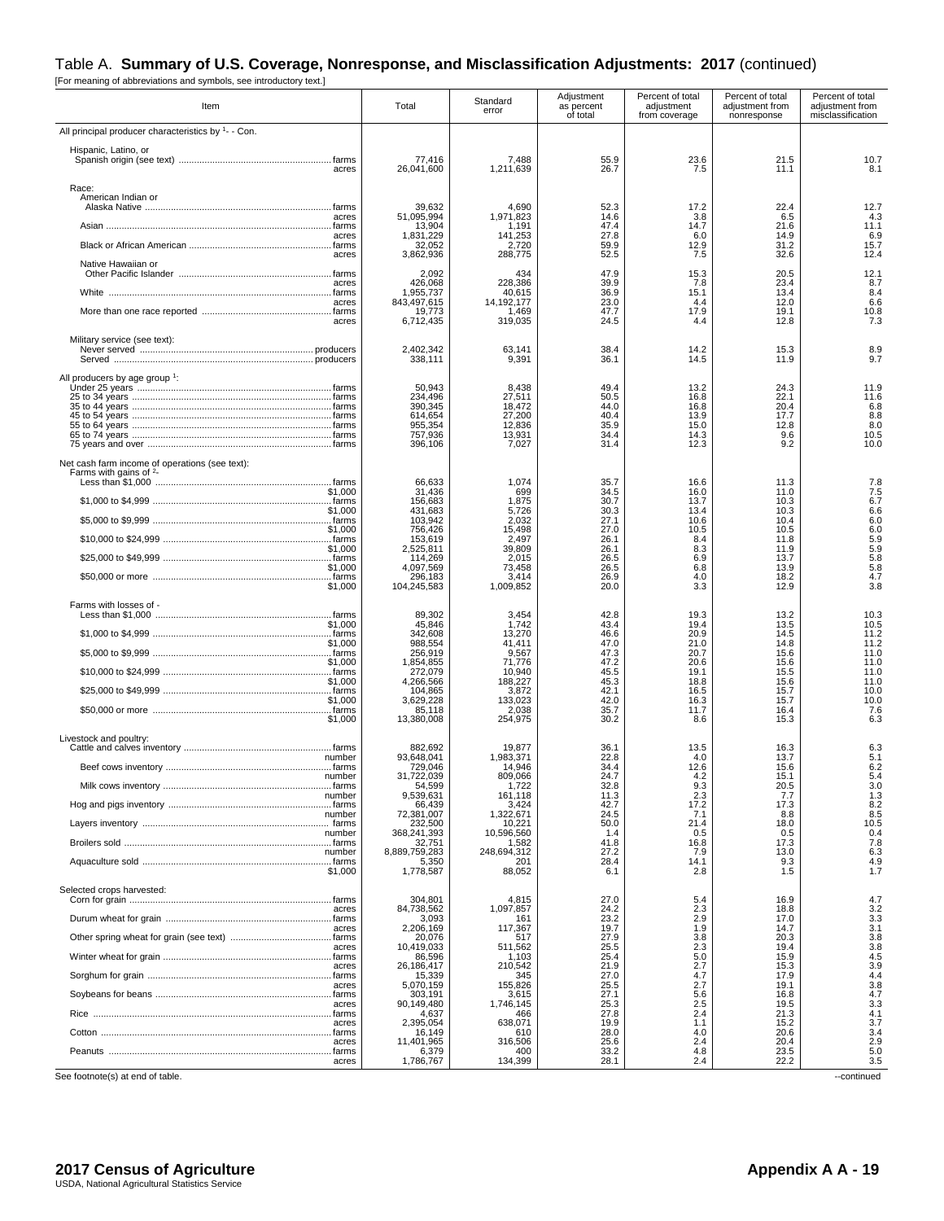## Table A. **Summary of U.S. Coverage, Nonresponse, and Misclassification Adjustments: 2017** (continued)

[For meaning of abbreviations and symbols, see introductory text.]

| Item | | Total | Standard error | Adjustment as percent of total | Percent of total adjustment from coverage | Percent of total adjustment from nonresponse | Percent of total adjustment from misclassification |
|---|---|---|---|---|---|---|---|
| All principal producer characteristics by [1] - - Con. | | | | | | | |
| Hispanic, Latino, or Spanish origin (see text) | farms | 77,416 | 7,488 | 55.9 | 23.6 | 21.5 | 10.7 |
| | acres | 26,041,600 | 1,211,639 | 26.7 | 7.5 | 11.1 | 8.1 |
| Race: | | | | | | | |
| American Indian or Alaska Native | farms | 39,632 | 4,690 | 52.3 | 17.2 | 22.4 | 12.7 |
| | acres | 51,095,994 | 1,971,823 | 14.6 | 3.8 | 6.5 | 4.3 |
| Asian | farms | 13,904 | 1,191 | 47.4 | 14.7 | 21.6 | 11.1 |
| | acres | 1,831,229 | 141,253 | 27.8 | 6.0 | 14.9 | 6.9 |
| Black or African American | farms | 32,052 | 2,720 | 59.9 | 12.9 | 31.2 | 15.7 |
| | acres | 3,862,936 | 288,775 | 52.5 | 7.5 | 32.6 | 12.4 |
| Native Hawaiian or Other Pacific Islander | farms | 2,092 | 434 | 47.9 | 15.3 | 20.5 | 12.1 |
| | acres | 426,068 | 228,386 | 39.9 | 7.8 | 23.4 | 8.7 |
| White | farms | 1,955,737 | 40,615 | 36.9 | 15.1 | 13.4 | 8.4 |
| | acres | 843,497,615 | 14,192,177 | 23.0 | 4.4 | 12.0 | 6.6 |
| More than one race reported | farms | 19,773 | 1,469 | 47.7 | 17.9 | 19.1 | 10.8 |
| | acres | 6,712,435 | 319,035 | 24.5 | 4.4 | 12.8 | 7.3 |
| Military service (see text): | | | | | | | |
| Never served | producers | 2,402,342 | 63,141 | 38.4 | 14.2 | 15.3 | 8.9 |
| Served | producers | 338,111 | 9,391 | 36.1 | 14.5 | 11.9 | 9.7 |
| All producers by age group [1]: | | | | | | | |
| Under 25 years | farms | 50,943 | 8,438 | 49.4 | 13.2 | 24.3 | 11.9 |
| 25 to 34 years | farms | 234,496 | 27,511 | 50.5 | 16.8 | 22.1 | 11.6 |
| 35 to 44 years | farms | 390,345 | 18,472 | 44.0 | 16.8 | 20.4 | 6.8 |
| 45 to 54 years | farms | 614,654 | 27,200 | 40.4 | 13.9 | 17.7 | 8.8 |
| 55 to 64 years | farms | 955,354 | 12,836 | 35.9 | 15.0 | 12.8 | 8.0 |
| 65 to 74 years | farms | 757,936 | 13,931 | 34.4 | 14.3 | 9.6 | 10.5 |
| 75 years and over | farms | 396,106 | 7,027 | 31.4 | 12.3 | 9.2 | 10.0 |
| Net cash farm income of operations (see text): | | | | | | | |
| Farms with gains of [2]- | | | | | | | |
| Less than $1,000 | farms | 66,633 | 1,074 | 35.7 | 16.6 | 11.3 | 7.8 |
| | $1,000 | 31,436 | 699 | 34.5 | 16.0 | 11.0 | 7.5 |
| $1,000 to $4,999 | farms | 156,683 | 1,875 | 30.7 | 13.7 | 10.3 | 6.7 |
| | $1,000 | 431,683 | 5,726 | 30.3 | 13.4 | 10.3 | 6.6 |
| $5,000 to $9,999 | farms | 103,942 | 2,032 | 27.1 | 10.6 | 10.4 | 6.0 |
| | $1,000 | 756,426 | 15,498 | 27.0 | 10.5 | 10.5 | 6.0 |
| $10,000 to $24,999 | farms | 153,619 | 2,497 | 26.1 | 8.4 | 11.8 | 5.9 |
| | $1,000 | 2,525,811 | 39,809 | 26.1 | 8.3 | 11.9 | 5.9 |
| $25,000 to $49,999 | farms | 114,269 | 2,015 | 26.5 | 6.9 | 13.7 | 5.8 |
| | $1,000 | 4,097,569 | 73,458 | 26.5 | 6.8 | 13.9 | 5.8 |
| $50,000 or more | farms | 296,183 | 3,414 | 26.9 | 4.0 | 18.2 | 4.7 |
| | $1,000 | 104,245,583 | 1,009,852 | 20.0 | 3.3 | 12.9 | 3.8 |
| Farms with losses of - | | | | | | | |
| Less than $1,000 | farms | 89,302 | 3,454 | 42.8 | 19.3 | 13.2 | 10.3 |
| | $1,000 | 45,846 | 1,742 | 43.4 | 19.4 | 13.5 | 10.5 |
| $1,000 to $4,999 | farms | 342,608 | 13,270 | 46.6 | 20.9 | 14.5 | 11.2 |
| | $1,000 | 988,554 | 41,411 | 47.0 | 21.0 | 14.8 | 11.2 |
| $5,000 to $9,999 | farms | 256,919 | 9,567 | 47.3 | 20.7 | 15.6 | 11.0 |
| | $1,000 | 1,854,855 | 71,776 | 47.2 | 20.6 | 15.6 | 11.0 |
| $10,000 to $24,999 | farms | 272,079 | 10,940 | 45.5 | 19.1 | 15.5 | 11.0 |
| | $1,000 | 4,266,566 | 188,227 | 45.3 | 18.8 | 15.6 | 11.0 |
| $25,000 to $49,999 | farms | 104,865 | 3,872 | 42.1 | 16.5 | 15.7 | 10.0 |
| | $1,000 | 3,629,228 | 133,023 | 42.0 | 16.3 | 15.7 | 10.0 |
| $50,000 or more | farms | 85,118 | 2,038 | 35.7 | 11.7 | 16.4 | 7.6 |
| | $1,000 | 13,380,008 | 254,975 | 30.2 | 8.6 | 15.3 | 6.3 |
| Livestock and poultry: | | | | | | | |
| Cattle and calves inventory | farms | 882,692 | 19,877 | 36.1 | 13.5 | 16.3 | 6.3 |
| | number | 93,648,041 | 1,983,371 | 22.8 | 4.0 | 13.7 | 5.1 |
| Beef cows inventory | farms | 729,046 | 14,946 | 34.4 | 12.6 | 15.6 | 6.2 |
| | number | 31,722,039 | 809,066 | 24.7 | 4.2 | 15.1 | 5.4 |
| Milk cows inventory | farms | 54,599 | 1,722 | 32.8 | 9.3 | 20.5 | 3.0 |
| | number | 9,539,631 | 161,118 | 11.3 | 2.3 | 7.7 | 1.3 |
| Hog and pigs inventory | farms | 66,439 | 3,424 | 42.7 | 17.2 | 17.3 | 8.2 |
| | number | 72,381,007 | 1,322,671 | 24.5 | 7.1 | 8.8 | 8.5 |
| Layers inventory | farms | 232,500 | 10,221 | 50.0 | 21.4 | 18.0 | 10.5 |
| | number | 368,241,393 | 10,596,560 | 1.4 | 0.5 | 0.5 | 0.4 |
| Broilers sold | farms | 32,751 | 1,582 | 41.8 | 16.8 | 17.3 | 7.8 |
| | number | 8,889,759,283 | 248,694,312 | 27.2 | 7.9 | 13.0 | 6.3 |
| Aquaculture sold | farms | 5,350 | 201 | 28.4 | 14.1 | 9.3 | 4.9 |
| | $1,000 | 1,778,587 | 88,052 | 6.1 | 2.8 | 1.5 | 1.7 |
| Selected crops harvested: | | | | | | | |
| Corn for grain | farms | 304,801 | 4,815 | 27.0 | 5.4 | 16.9 | 4.7 |
| | acres | 84,738,562 | 1,097,857 | 24.2 | 2.3 | 18.8 | 3.2 |
| Durum wheat for grain | farms | 3,093 | 161 | 23.2 | 2.9 | 17.0 | 3.3 |
| | acres | 2,206,169 | 117,367 | 19.7 | 1.9 | 14.7 | 3.1 |
| Other spring wheat for grain (see text) | farms | 20,076 | 517 | 27.9 | 3.8 | 20.3 | 3.8 |
| | acres | 10,419,033 | 511,562 | 25.5 | 2.3 | 19.4 | 3.8 |
| Winter wheat for grain | farms | 86,596 | 1,103 | 25.4 | 5.0 | 15.9 | 4.5 |
| | acres | 26,186,417 | 210,542 | 21.9 | 2.7 | 15.3 | 3.9 |
| Sorghum for grain | farms | 15,339 | 345 | 27.0 | 4.7 | 17.9 | 4.4 |
| | acres | 5,070,159 | 155,826 | 25.5 | 2.7 | 19.1 | 3.8 |
| Soybeans for beans | farms | 303,191 | 3,615 | 27.1 | 5.6 | 16.8 | 4.7 |
| | acres | 90,149,480 | 1,746,145 | 25.3 | 2.5 | 19.5 | 3.3 |
| Rice | farms | 4,637 | 466 | 27.8 | 2.4 | 21.3 | 4.1 |
| | acres | 2,395,054 | 638,071 | 19.9 | 1.1 | 15.2 | 3.7 |
| Cotton | farms | 16,149 | 610 | 28.0 | 4.0 | 20.6 | 3.4 |
| | acres | 11,401,965 | 316,506 | 25.6 | 2.4 | 20.4 | 2.9 |
| Peanuts | farms | 6,379 | 400 | 33.2 | 4.8 | 23.5 | 5.0 |
| | acres | 1,786,767 | 134,399 | 28.1 | 2.4 | 22.2 | 3.5 |

See footnote(s) at end of table.

--continued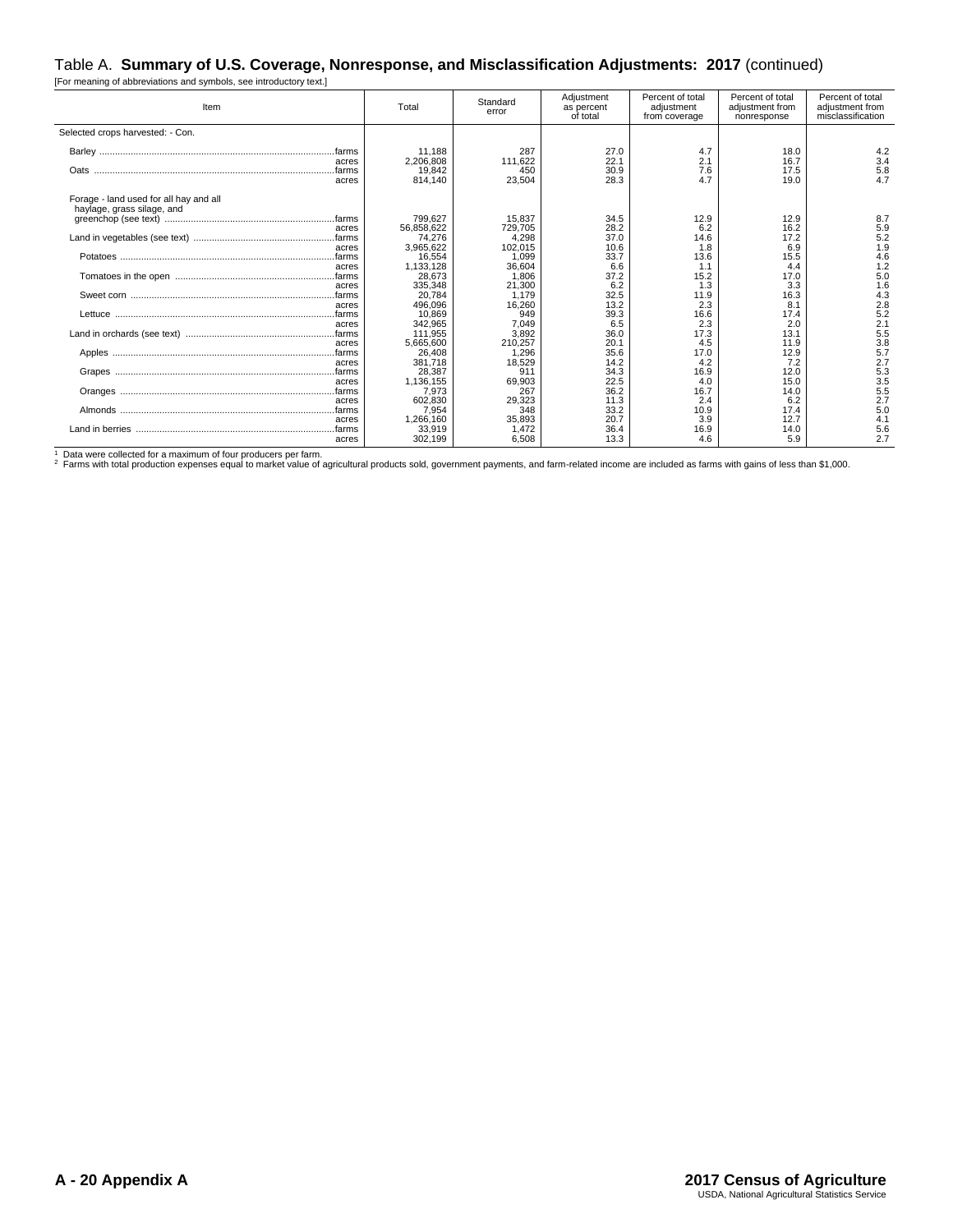# Table A. **Summary of U.S. Coverage, Nonresponse, and Misclassification Adjustments: 2017** (continued)

[For meaning of abbreviations and symbols, see introductory text.]

| Item | | Total | Standard error | Adjustment as percent of total | Percent of total adjustment from coverage | Percent of total adjustment from nonresponse | Percent of total adjustment from misclassification |
|---|---|---|---|---|---|---|---|
| Selected crops harvested: - Con. | | | | | | | |
| Barley | farms | 11,188 | 287 | 27.0 | 4.7 | 18.0 | 4.2 |
| | acres | 2,206,808 | 111,622 | 22.1 | 2.1 | 16.7 | 3.4 |
| Oats | farms | 19,842 | 450 | 30.9 | 7.6 | 17.5 | 5.8 |
| | acres | 814,140 | 23,504 | 28.3 | 4.7 | 19.0 | 4.7 |
| Forage - land used for all hay and all haylage, grass silage, and greenchop (see text) | farms | 799,627 | 15,837 | 34.5 | 12.9 | 12.9 | 8.7 |
| | acres | 56,858,622 | 729,705 | 28.2 | 6.2 | 16.2 | 5.9 |
| Land in vegetables (see text) | farms | 74,276 | 4,298 | 37.0 | 14.6 | 17.2 | 5.2 |
| | acres | 3,965,622 | 102,015 | 10.6 | 1.8 | 6.9 | 1.9 |
| Potatoes | farms | 16,554 | 1,099 | 33.7 | 13.6 | 15.5 | 4.6 |
| | acres | 1,133,128 | 36,604 | 6.6 | 1.1 | 4.4 | 1.2 |
| Tomatoes in the open | farms | 28,673 | 1,806 | 37.2 | 15.2 | 17.0 | 5.0 |
| | acres | 335,348 | 21,300 | 6.2 | 1.3 | 3.3 | 1.6 |
| Sweet corn | farms | 20,784 | 1,179 | 32.5 | 11.9 | 16.3 | 4.3 |
| | acres | 496,096 | 16,260 | 13.2 | 2.3 | 8.1 | 2.8 |
| Lettuce | farms | 10,869 | 949 | 39.3 | 16.6 | 17.4 | 5.2 |
| | acres | 342,965 | 7,049 | 6.5 | 2.3 | 2.0 | 2.1 |
| Land in orchards (see text) | farms | 111,955 | 3,892 | 36.0 | 17.3 | 13.1 | 5.5 |
| | acres | 5,665,600 | 210,257 | 20.1 | 4.5 | 11.9 | 3.8 |
| Apples | farms | 26,408 | 1,296 | 35.6 | 17.0 | 12.9 | 5.7 |
| | acres | 381,718 | 18,529 | 14.2 | 4.2 | 7.2 | 2.7 |
| Grapes | farms | 28,387 | 911 | 34.3 | 16.9 | 12.0 | 5.3 |
| | acres | 1,136,155 | 69,903 | 22.5 | 4.0 | 15.0 | 3.5 |
| Oranges | farms | 7,973 | 267 | 36.2 | 16.7 | 14.0 | 5.5 |
| | acres | 602,830 | 29,323 | 11.3 | 2.4 | 6.2 | 2.7 |
| Almonds | farms | 7,954 | 348 | 33.2 | 10.9 | 17.4 | 5.0 |
| | acres | 1,266,160 | 35,893 | 20.7 | 3.9 | 12.7 | 4.1 |
| Land in berries | farms | 33,919 | 1,472 | 36.4 | 16.9 | 14.0 | 5.6 |
| | acres | 302,199 | 6,508 | 13.3 | 4.6 | 5.9 | 2.7 |

[1] Data were collected for a maximum of four producers per farm.
[2] Farms with total production expenses equal to market value of agricultural products sold, government payments, and farm-related income are included as farms with gains of less than $1,000.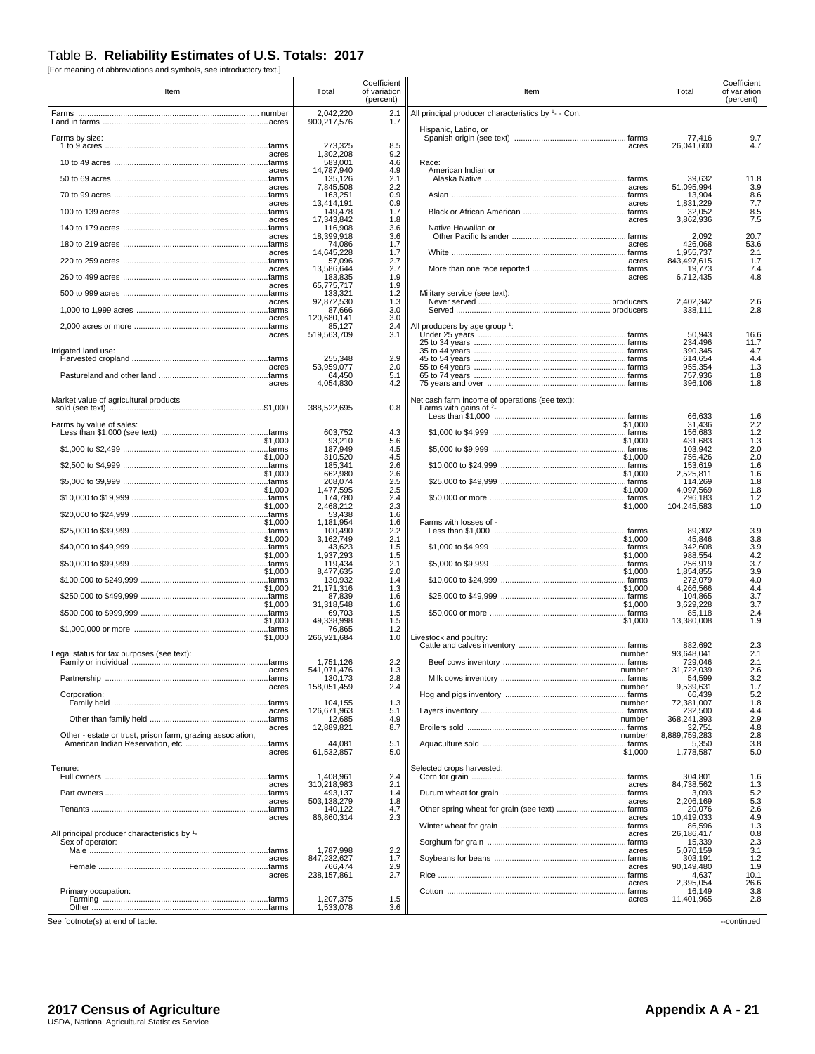# Table B. **Reliability Estimates of U.S. Totals: 2017**

[For meaning of abbreviations and symbols, see introductory text.]

| Item | Total | Coefficient of variation (percent) |
|---|---|---|
| Farms ........ number | 2,042,220 | 2.1 |
| Land in farms ........ acres | 900,217,576 | 1.7 |
| **Farms by size:** | | |
| 1 to 9 acres ........ farms | 273,325 | 8.5 |
| acres | 1,302,208 | 9.2 |
| 10 to 49 acres ........ farms | 583,001 | 4.6 |
| acres | 14,787,940 | 4.9 |
| 50 to 69 acres ........ farms | 135,126 | 2.1 |
| acres | 7,845,508 | 2.2 |
| 70 to 99 acres ........ farms | 163,251 | 0.9 |
| acres | 13,414,191 | 0.9 |
| 100 to 139 acres ........ farms | 149,478 | 1.7 |
| acres | 17,343,842 | 1.8 |
| 140 to 179 acres ........ farms | 116,908 | 3.6 |
| acres | 18,399,918 | 3.6 |
| 180 to 219 acres ........ farms | 74,086 | 1.7 |
| acres | 14,645,228 | 1.7 |
| 220 to 259 acres ........ farms | 57,096 | 2.7 |
| acres | 13,586,644 | 2.7 |
| 260 to 499 acres ........ farms | 183,835 | 1.9 |
| acres | 65,775,717 | 1.9 |
| 500 to 999 acres ........ farms | 133,321 | 1.2 |
| acres | 92,872,530 | 1.3 |
| 1,000 to 1,999 acres ........ farms | 87,666 | 3.0 |
| acres | 120,680,141 | 3.0 |
| 2,000 acres or more ........ farms | 85,127 | 2.4 |
| acres | 519,563,709 | 3.1 |
| **Irrigated land use:** | | |
| Harvested cropland ........ farms | 255,348 | 2.9 |
| acres | 53,959,077 | 2.0 |
| Pastureland and other land ........ farms | 64,450 | 5.1 |
| acres | 4,054,830 | 4.2 |
| Market value of agricultural products sold (see text) ........ $1,000 | 388,522,695 | 0.8 |
| **Farms by value of sales:** | | |
| Less than $1,000 (see text) ........ farms | 603,752 | 4.3 |
| $1,000 | 93,210 | 5.6 |
| $1,000 to $2,499 ........ farms | 187,949 | 4.5 |
| $1,000 | 310,520 | 4.5 |
| $2,500 to $4,999 ........ farms | 185,341 | 2.6 |
| $1,000 | 662,980 | 2.6 |
| $5,000 to $9,999 ........ farms | 208,074 | 2.5 |
| $1,000 | 1,477,595 | 2.5 |
| $10,000 to $19,999 ........ farms | 174,780 | 2.4 |
| $1,000 | 2,468,212 | 2.3 |
| $20,000 to $24,999 ........ farms | 53,438 | 1.6 |
| $1,000 | 1,181,954 | 1.6 |
| $25,000 to $39,999 ........ farms | 100,490 | 2.2 |
| $1,000 | 3,162,749 | 2.1 |
| $40,000 to $49,999 ........ farms | 43,623 | 1.5 |
| $1,000 | 1,937,293 | 1.5 |
| $50,000 to $99,999 ........ farms | 119,434 | 2.1 |
| $1,000 | 8,477,635 | 2.0 |
| $100,000 to $249,999 ........ farms | 130,932 | 1.4 |
| $1,000 | 21,171,316 | 1.3 |
| $250,000 to $499,999 ........ farms | 87,839 | 1.6 |
| $1,000 | 31,318,548 | 1.6 |
| $500,000 to $999,999 ........ farms | 69,703 | 1.5 |
| $1,000 | 49,338,998 | 1.5 |
| $1,000,000 or more ........ farms | 76,865 | 1.2 |
| $1,000 | 266,921,684 | 1.0 |
| **Legal status for tax purposes (see text):** | | |
| Family or individual ........ farms | 1,751,126 | 2.2 |
| acres | 541,071,476 | 1.3 |
| Partnership ........ farms | 130,173 | 2.8 |
| acres | 158,051,459 | 2.4 |
| Corporation: | | |
| Family held ........ farms | 104,155 | 1.3 |
| acres | 126,671,963 | 5.1 |
| Other than family held ........ farms | 12,685 | 4.9 |
| acres | 12,889,821 | 8.7 |
| Other - estate or trust, prison farm, grazing association, American Indian Reservation, etc ........ farms | 44,081 | 5.1 |
| acres | 61,532,857 | 5.0 |
| **Tenure:** | | |
| Full owners ........ farms | 1,408,961 | 2.4 |
| acres | 310,218,983 | 2.1 |
| Part owners ........ farms | 493,137 | 1.4 |
| acres | 503,138,279 | 1.8 |
| Tenants ........ farms | 140,122 | 4.7 |
| acres | 86,860,314 | 2.3 |
| **All principal producer characteristics by [1] -** | | |
| Sex of operator: | | |
| Male ........ farms | 1,787,998 | 2.2 |
| acres | 847,232,627 | 1.7 |
| Female ........ farms | 766,474 | 2.9 |
| acres | 238,157,861 | 2.7 |
| Primary occupation: | | |
| Farming ........ farms | 1,207,375 | 1.5 |
| Other ........ farms | 1,533,078 | 3.6 |
| **All principal producer characteristics by [1] - Con.** | | |
| Hispanic, Latino, or Spanish origin (see text) ........ farms | 77,416 | 9.7 |
| acres | 26,041,600 | 4.7 |
| Race: | | |
| American Indian or Alaska Native ........ farms | 39,632 | 11.8 |
| acres | 51,095,994 | 3.9 |
| Asian ........ farms | 13,904 | 8.6 |
| acres | 1,831,229 | 7.7 |
| Black or African American ........ farms | 32,052 | 8.5 |
| acres | 3,862,936 | 7.5 |
| Native Hawaiian or Other Pacific Islander ........ farms | 2,092 | 20.7 |
| acres | 426,068 | 53.6 |
| White ........ farms | 1,955,737 | 2.1 |
| acres | 843,497,615 | 1.7 |
| More than one race reported ........ farms | 19,773 | 7.4 |
| acres | 6,712,435 | 4.8 |
| Military service (see text): | | |
| Never served ........ producers | 2,402,342 | 2.6 |
| Served ........ producers | 338,111 | 2.8 |
| **All producers by age group [1]:** | | |
| Under 25 years ........ farms | 50,943 | 16.6 |
| 25 to 34 years ........ farms | 234,496 | 11.7 |
| 35 to 44 years ........ farms | 390,345 | 4.7 |
| 45 to 54 years ........ farms | 614,654 | 4.4 |
| 55 to 64 years ........ farms | 955,354 | 1.3 |
| 65 to 74 years ........ farms | 757,936 | 1.8 |
| 75 years and over ........ farms | 396,106 | 1.8 |
| **Net cash farm income of operations (see text):** | | |
| Farms with gains of [2] - | | |
| Less than $1,000 ........ farms | 66,633 | 1.6 |
| $1,000 | 31,436 | 2.2 |
| $1,000 to $4,999 ........ farms | 156,683 | 1.2 |
| $1,000 | 431,683 | 1.3 |
| $5,000 to $9,999 ........ farms | 103,942 | 2.0 |
| $1,000 | 756,426 | 2.0 |
| $10,000 to $24,999 ........ farms | 153,619 | 1.6 |
| $1,000 | 2,525,811 | 1.6 |
| $25,000 to $49,999 ........ farms | 114,269 | 1.8 |
| $1,000 | 4,097,569 | 1.8 |
| $50,000 or more ........ farms | 296,183 | 1.2 |
| $1,000 | 104,245,583 | 1.0 |
| Farms with losses of - | | |
| Less than $1,000 ........ farms | 89,302 | 3.9 |
| $1,000 | 45,846 | 3.8 |
| $1,000 to $4,999 ........ farms | 342,608 | 3.9 |
| $1,000 | 988,554 | 4.2 |
| $5,000 to $9,999 ........ farms | 256,919 | 3.7 |
| $1,000 | 1,854,855 | 3.9 |
| $10,000 to $24,999 ........ farms | 272,079 | 4.0 |
| $1,000 | 4,266,566 | 4.4 |
| $25,000 to $49,999 ........ farms | 104,865 | 3.7 |
| $1,000 | 3,629,228 | 3.7 |
| $50,000 or more ........ farms | 85,118 | 2.4 |
| $1,000 | 13,380,008 | 1.9 |
| **Livestock and poultry:** | | |
| Cattle and calves inventory ........ farms | 882,692 | 2.3 |
| number | 93,648,041 | 2.1 |
| Beef cows inventory ........ farms | 729,046 | 2.1 |
| number | 31,722,039 | 2.6 |
| Milk cows inventory ........ farms | 54,599 | 3.2 |
| number | 9,539,631 | 1.7 |
| Hog and pigs inventory ........ farms | 66,439 | 5.2 |
| number | 72,381,007 | 1.8 |
| Layers inventory ........ farms | 232,500 | 4.4 |
| number | 368,241,393 | 2.9 |
| Broilers sold ........ farms | 32,751 | 4.8 |
| number | 8,889,759,283 | 2.8 |
| Aquaculture sold ........ farms | 5,350 | 3.8 |
| $1,000 | 1,778,587 | 5.0 |
| **Selected crops harvested:** | | |
| Corn for grain ........ farms | 304,801 | 1.6 |
| acres | 84,738,562 | 1.3 |
| Durum wheat for grain ........ farms | 3,093 | 5.2 |
| acres | 2,206,169 | 5.3 |
| Other spring wheat for grain (see text) ........ farms | 20,076 | 2.6 |
| acres | 10,419,033 | 4.9 |
| Winter wheat for grain ........ farms | 86,596 | 1.3 |
| acres | 26,186,417 | 0.8 |
| Sorghum for grain ........ farms | 15,339 | 2.3 |
| acres | 5,070,159 | 3.1 |
| Soybeans for beans ........ farms | 303,191 | 1.2 |
| acres | 90,149,480 | 1.9 |
| Rice ........ farms | 4,637 | 10.1 |
| acres | 2,395,054 | 26.6 |
| Cotton ........ farms | 16,149 | 3.8 |
| acres | 11,401,965 | 2.8 |

See footnote(s) at end of table.

--continued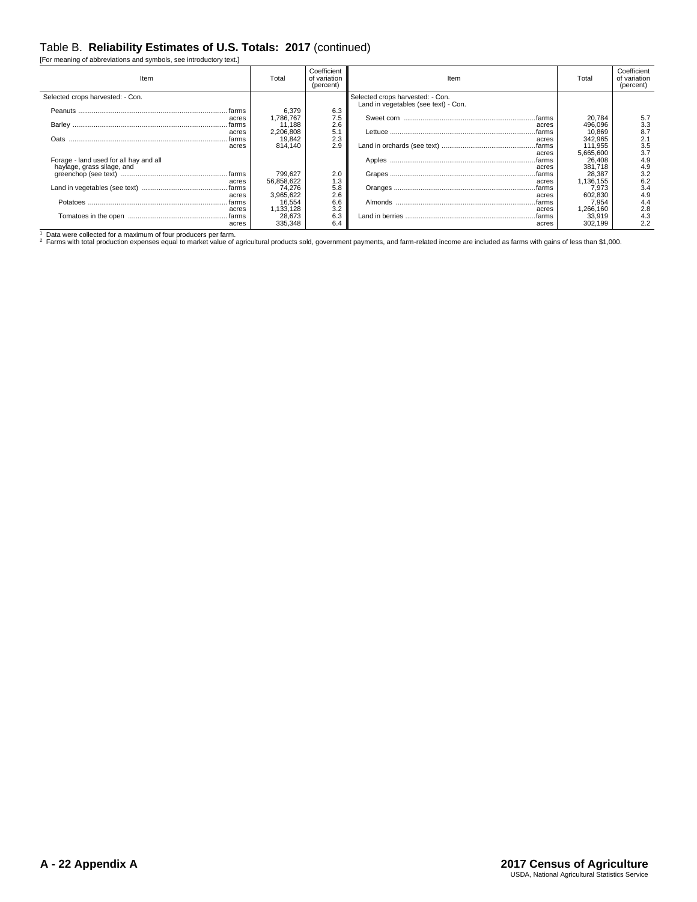# Table B. **Reliability Estimates of U.S. Totals: 2017** (continued)

[For meaning of abbreviations and symbols, see introductory text.]

| Item | | Total | Coefficient of variation (percent) |
|---|---|---|---|
| Selected crops harvested: - Con. | | | |
| Peanuts | farms | 6,379 | 6.3 |
| | acres | 1,786,767 | 7.5 |
| Barley | farms | 11,188 | 2.6 |
| | acres | 2,206,808 | 5.1 |
| Oats | farms | 19,842 | 2.3 |
| | acres | 814,140 | 2.9 |
| Forage - land used for all hay and all haylage, grass silage, and greenchop (see text) | farms | 799,627 | 2.0 |
| | acres | 56,858,622 | 1.3 |
| Land in vegetables (see text) | farms | 74,276 | 5.8 |
| | acres | 3,965,622 | 2.6 |
| Potatoes | farms | 16,554 | 6.6 |
| | acres | 1,133,128 | 3.2 |
| Tomatoes in the open | farms | 28,673 | 6.3 |
| | acres | 335,348 | 6.4 |
| Selected crops harvested: - Con. Land in vegetables (see text) - Con. | | | |
| Sweet corn | farms | 20,784 | 5.7 |
| | acres | 496,096 | 3.3 |
| Lettuce | farms | 10,869 | 8.7 |
| | acres | 342,965 | 2.1 |
| Land in orchards (see text) | farms | 111,955 | 3.5 |
| | acres | 5,665,600 | 3.7 |
| Apples | farms | 26,408 | 4.9 |
| | acres | 381,718 | 4.9 |
| Grapes | farms | 28,387 | 3.2 |
| | acres | 1,136,155 | 6.2 |
| Oranges | farms | 7,973 | 3.4 |
| | acres | 602,830 | 4.9 |
| Almonds | farms | 7,954 | 4.4 |
| | acres | 1,266,160 | 2.8 |
| Land in berries | farms | 33,919 | 4.3 |
| | acres | 302,199 | 2.2 |

[1] Data were collected for a maximum of four producers per farm.
[2] Farms with total production expenses equal to market value of agricultural products sold, government payments, and farm-related income are included as farms with gains of less than $1,000.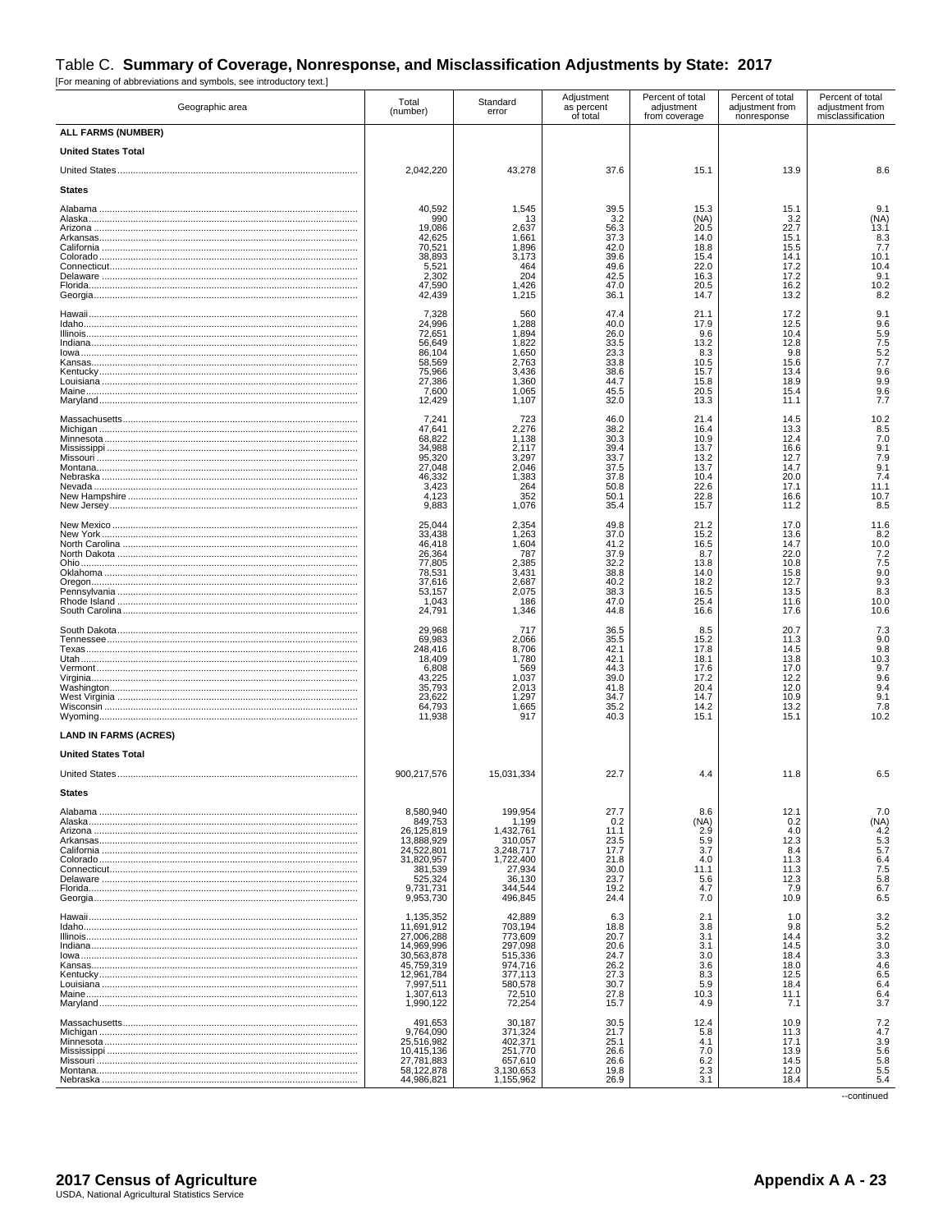## Table C. **Summary of Coverage, Nonresponse, and Misclassification Adjustments by State: 2017**

[For meaning of abbreviations and symbols, see introductory text.]

| Geographic area | Total (number) | Standard error | Adjustment as percent of total | Percent of total adjustment from coverage | Percent of total adjustment from nonresponse | Percent of total adjustment from misclassification |
|---|---|---|---|---|---|---|
| **ALL FARMS (NUMBER)** | | | | | | |
| **United States Total** | | | | | | |
| United States | 2,042,220 | 43,278 | 37.6 | 15.1 | 13.9 | 8.6 |
| **States** | | | | | | |
| Alabama | 40,592 | 1,545 | 39.5 | 15.3 | 15.1 | 9.1 |
| Alaska | 990 | 13 | 3.2 | (NA) | 3.2 | (NA) |
| Arizona | 19,086 | 2,637 | 56.3 | 20.5 | 22.7 | 13.1 |
| Arkansas | 42,625 | 1,661 | 37.3 | 14.0 | 15.1 | 8.3 |
| California | 70,521 | 1,896 | 42.0 | 18.8 | 15.5 | 7.7 |
| Colorado | 38,893 | 3,173 | 39.6 | 15.4 | 14.1 | 10.1 |
| Connecticut | 5,521 | 464 | 49.6 | 22.0 | 17.2 | 10.4 |
| Delaware | 2,302 | 204 | 42.5 | 16.3 | 17.2 | 9.1 |
| Florida | 47,590 | 1,426 | 47.0 | 20.5 | 16.2 | 10.2 |
| Georgia | 42,439 | 1,215 | 36.1 | 14.7 | 13.2 | 8.2 |
| Hawaii | 7,328 | 560 | 47.4 | 21.1 | 17.2 | 9.1 |
| Idaho | 24,996 | 1,288 | 40.0 | 17.9 | 12.5 | 9.6 |
| Illinois | 72,651 | 1,894 | 26.0 | 9.6 | 10.4 | 5.9 |
| Indiana | 56,649 | 1,822 | 33.5 | 13.2 | 12.8 | 7.5 |
| Iowa | 86,104 | 1,650 | 23.3 | 8.3 | 9.8 | 5.2 |
| Kansas | 58,569 | 2,763 | 33.8 | 10.5 | 15.6 | 7.7 |
| Kentucky | 75,966 | 3,436 | 38.6 | 15.7 | 13.4 | 9.6 |
| Louisiana | 27,386 | 1,360 | 44.7 | 15.8 | 18.9 | 9.9 |
| Maine | 7,600 | 1,065 | 45.5 | 20.5 | 15.4 | 9.6 |
| Maryland | 12,429 | 1,107 | 32.0 | 13.3 | 11.1 | 7.7 |
| Massachusetts | 7,241 | 723 | 46.0 | 21.4 | 14.5 | 10.2 |
| Michigan | 47,641 | 2,276 | 38.2 | 16.4 | 13.3 | 8.5 |
| Minnesota | 68,822 | 1,138 | 30.3 | 10.9 | 12.4 | 7.0 |
| Mississippi | 34,988 | 2,117 | 39.4 | 13.7 | 16.6 | 9.1 |
| Missouri | 95,320 | 3,297 | 33.7 | 13.2 | 12.7 | 7.9 |
| Montana | 27,048 | 2,046 | 37.5 | 13.7 | 14.7 | 9.1 |
| Nebraska | 46,332 | 1,383 | 37.8 | 10.4 | 20.0 | 7.4 |
| Nevada | 3,423 | 264 | 50.8 | 22.6 | 17.1 | 11.1 |
| New Hampshire | 4,123 | 352 | 50.1 | 22.8 | 16.6 | 10.7 |
| New Jersey | 9,883 | 1,076 | 35.4 | 15.7 | 11.2 | 8.5 |
| New Mexico | 25,044 | 2,354 | 49.8 | 21.2 | 17.0 | 11.6 |
| New York | 33,438 | 1,263 | 37.0 | 15.2 | 13.6 | 8.2 |
| North Carolina | 46,418 | 1,604 | 41.2 | 16.5 | 14.7 | 10.0 |
| North Dakota | 26,364 | 787 | 37.9 | 8.7 | 22.0 | 7.2 |
| Ohio | 77,805 | 2,385 | 32.2 | 13.8 | 10.8 | 7.5 |
| Oklahoma | 78,531 | 3,431 | 38.8 | 14.0 | 15.8 | 9.0 |
| Oregon | 37,616 | 2,687 | 40.2 | 18.2 | 12.7 | 9.3 |
| Pennsylvania | 53,157 | 2,075 | 38.3 | 16.5 | 13.5 | 8.3 |
| Rhode Island | 1,043 | 186 | 47.0 | 25.4 | 11.6 | 10.0 |
| South Carolina | 24,791 | 1,346 | 44.8 | 16.6 | 17.6 | 10.6 |
| South Dakota | 29,968 | 717 | 36.5 | 8.5 | 20.7 | 7.3 |
| Tennessee | 69,983 | 2,066 | 35.5 | 15.2 | 11.3 | 9.0 |
| Texas | 248,416 | 8,706 | 42.1 | 17.8 | 14.5 | 9.8 |
| Utah | 18,409 | 1,780 | 42.1 | 18.1 | 13.8 | 10.3 |
| Vermont | 6,808 | 569 | 44.3 | 17.6 | 17.0 | 9.7 |
| Virginia | 43,225 | 1,037 | 39.0 | 17.2 | 12.2 | 9.6 |
| Washington | 35,793 | 2,013 | 41.8 | 20.4 | 12.0 | 9.4 |
| West Virginia | 23,622 | 1,297 | 34.7 | 14.7 | 10.9 | 9.1 |
| Wisconsin | 64,793 | 1,665 | 35.2 | 14.2 | 13.2 | 7.8 |
| Wyoming | 11,938 | 917 | 40.3 | 15.1 | 15.1 | 10.2 |
| **LAND IN FARMS (ACRES)** | | | | | | |
| **United States Total** | | | | | | |
| United States | 900,217,576 | 15,031,334 | 22.7 | 4.4 | 11.8 | 6.5 |
| **States** | | | | | | |
| Alabama | 8,580,940 | 199,954 | 27.7 | 8.6 | 12.1 | 7.0 |
| Alaska | 849,753 | 1,199 | 0.2 | (NA) | 0.2 | (NA) |
| Arizona | 26,125,819 | 1,432,761 | 11.1 | 2.9 | 4.0 | 4.2 |
| Arkansas | 13,888,929 | 310,057 | 23.5 | 5.9 | 12.3 | 5.3 |
| California | 24,522,801 | 3,248,717 | 17.7 | 3.7 | 8.4 | 5.7 |
| Colorado | 31,820,957 | 1,722,400 | 21.8 | 4.0 | 11.3 | 6.4 |
| Connecticut | 381,539 | 27,934 | 30.0 | 11.1 | 11.3 | 7.5 |
| Delaware | 525,324 | 36,130 | 23.7 | 5.6 | 12.3 | 5.8 |
| Florida | 9,731,731 | 344,544 | 19.2 | 4.7 | 7.9 | 6.7 |
| Georgia | 9,953,730 | 496,845 | 24.4 | 7.0 | 10.9 | 6.5 |
| Hawaii | 1,135,352 | 42,889 | 6.3 | 2.1 | 1.0 | 3.2 |
| Idaho | 11,691,912 | 703,194 | 18.8 | 3.8 | 9.8 | 5.2 |
| Illinois | 27,006,288 | 773,609 | 20.7 | 3.1 | 14.4 | 3.2 |
| Indiana | 14,969,996 | 297,098 | 20.6 | 3.1 | 14.5 | 3.0 |
| Iowa | 30,563,878 | 515,336 | 24.7 | 3.0 | 18.4 | 3.3 |
| Kansas | 45,759,319 | 974,716 | 26.2 | 3.6 | 18.0 | 4.6 |
| Kentucky | 12,961,784 | 377,113 | 27.3 | 8.3 | 12.5 | 6.5 |
| Louisiana | 7,997,511 | 580,578 | 30.7 | 5.9 | 18.4 | 6.4 |
| Maine | 1,307,613 | 72,510 | 27.8 | 10.3 | 11.1 | 6.4 |
| Maryland | 1,990,122 | 72,254 | 15.7 | 4.9 | 7.1 | 3.7 |
| Massachusetts | 491,653 | 30,187 | 30.5 | 12.4 | 10.9 | 7.2 |
| Michigan | 9,764,090 | 371,324 | 21.7 | 5.8 | 11.3 | 4.7 |
| Minnesota | 25,516,982 | 402,371 | 25.1 | 4.1 | 17.1 | 3.9 |
| Mississippi | 10,415,136 | 251,770 | 26.6 | 7.0 | 13.9 | 5.6 |
| Missouri | 27,781,883 | 657,610 | 26.6 | 6.2 | 14.5 | 5.8 |
| Montana | 58,122,878 | 3,130,653 | 19.8 | 2.3 | 12.0 | 5.5 |
| Nebraska | 44,986,821 | 1,155,962 | 26.9 | 3.1 | 18.4 | 5.4 |

--continued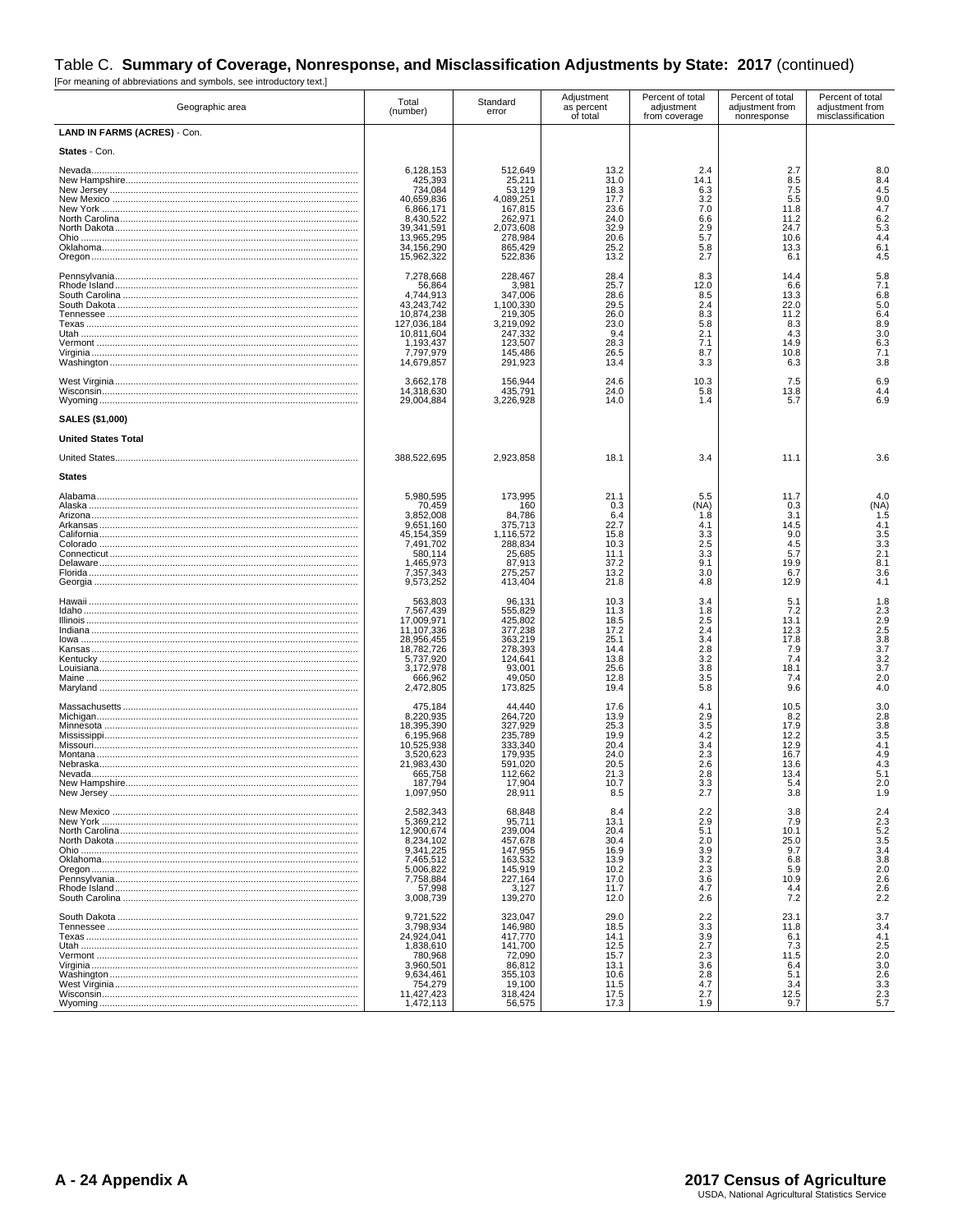# Table C. **Summary of Coverage, Nonresponse, and Misclassification Adjustments by State: 2017** (continued)

[For meaning of abbreviations and symbols, see introductory text.]

| Geographic area | Total (number) | Standard error | Adjustment as percent of total | Percent of total adjustment from coverage | Percent of total adjustment from nonresponse | Percent of total adjustment from misclassification |
|---|---|---|---|---|---|---|
| **LAND IN FARMS (ACRES)** - Con. | | | | | | |
| **States** - Con. | | | | | | |
| Nevada | 6,128,153 | 512,649 | 13.2 | 2.4 | 2.7 | 8.0 |
| New Hampshire | 425,393 | 25,211 | 31.0 | 14.1 | 8.5 | 8.4 |
| New Jersey | 734,084 | 53,129 | 18.3 | 6.3 | 7.5 | 4.5 |
| New Mexico | 40,659,836 | 4,089,251 | 17.7 | 3.2 | 5.5 | 9.0 |
| New York | 6,866,171 | 167,815 | 23.6 | 7.0 | 11.8 | 4.7 |
| North Carolina | 8,430,522 | 262,971 | 24.0 | 6.6 | 11.2 | 6.2 |
| North Dakota | 39,341,591 | 2,073,608 | 32.9 | 2.9 | 24.7 | 5.3 |
| Ohio | 13,965,295 | 278,984 | 20.6 | 5.7 | 10.6 | 4.4 |
| Oklahoma | 34,156,290 | 865,429 | 25.2 | 5.8 | 13.3 | 6.1 |
| Oregon | 15,962,322 | 522,836 | 13.2 | 2.7 | 6.1 | 4.5 |
| Pennsylvania | 7,278,668 | 228,467 | 28.4 | 8.3 | 14.4 | 5.8 |
| Rhode Island | 56,864 | 3,981 | 25.7 | 12.0 | 6.6 | 7.1 |
| South Carolina | 4,744,913 | 347,006 | 28.6 | 8.5 | 13.3 | 6.8 |
| South Dakota | 43,243,742 | 1,100,330 | 29.5 | 2.4 | 22.0 | 5.0 |
| Tennessee | 10,874,238 | 219,305 | 26.0 | 8.3 | 11.2 | 6.4 |
| Texas | 127,036,184 | 3,219,092 | 23.0 | 5.8 | 8.3 | 8.9 |
| Utah | 10,811,604 | 247,332 | 9.4 | 2.1 | 4.3 | 3.0 |
| Vermont | 1,193,437 | 123,507 | 28.3 | 7.1 | 14.9 | 6.3 |
| Virginia | 7,797,979 | 145,486 | 26.5 | 8.7 | 10.8 | 7.1 |
| Washington | 14,679,857 | 291,923 | 13.4 | 3.3 | 6.3 | 3.8 |
| West Virginia | 3,662,178 | 156,944 | 24.6 | 10.3 | 7.5 | 6.9 |
| Wisconsin | 14,318,630 | 435,791 | 24.0 | 5.8 | 13.8 | 4.4 |
| Wyoming | 29,004,884 | 3,226,928 | 14.0 | 1.4 | 5.7 | 6.9 |
| **SALES ($1,000)** | | | | | | |
| **United States Total** | | | | | | |
| United States | 388,522,695 | 2,923,858 | 18.1 | 3.4 | 11.1 | 3.6 |
| **States** | | | | | | |
| Alabama | 5,980,595 | 173,995 | 21.1 | 5.5 | 11.7 | 4.0 |
| Alaska | 70,459 | 160 | 0.3 | (NA) | 0.3 | (NA) |
| Arizona | 3,852,008 | 84,786 | 6.4 | 1.8 | 3.1 | 1.5 |
| Arkansas | 9,651,160 | 375,713 | 22.7 | 4.1 | 14.5 | 4.1 |
| California | 45,154,359 | 1,116,572 | 15.8 | 3.3 | 9.0 | 3.5 |
| Colorado | 7,491,702 | 288,834 | 10.3 | 2.5 | 4.5 | 3.3 |
| Connecticut | 580,114 | 25,685 | 11.1 | 3.3 | 5.7 | 2.1 |
| Delaware | 1,465,973 | 87,913 | 37.2 | 9.1 | 19.9 | 8.1 |
| Florida | 7,357,343 | 275,257 | 13.2 | 3.0 | 6.7 | 3.6 |
| Georgia | 9,573,252 | 413,404 | 21.8 | 4.8 | 12.9 | 4.1 |
| Hawaii | 563,803 | 96,131 | 10.3 | 3.4 | 5.1 | 1.8 |
| Idaho | 7,567,439 | 555,829 | 11.3 | 1.8 | 7.2 | 2.3 |
| Illinois | 17,009,971 | 425,802 | 18.5 | 2.5 | 13.1 | 2.9 |
| Indiana | 11,107,336 | 377,238 | 17.2 | 2.4 | 12.3 | 2.5 |
| Iowa | 28,956,455 | 363,219 | 25.1 | 3.4 | 17.8 | 3.8 |
| Kansas | 18,782,726 | 278,393 | 14.4 | 2.8 | 7.9 | 3.7 |
| Kentucky | 5,737,920 | 124,641 | 13.8 | 3.2 | 7.4 | 3.2 |
| Louisiana | 3,172,978 | 93,001 | 25.6 | 3.8 | 18.1 | 3.7 |
| Maine | 666,962 | 49,050 | 12.8 | 3.5 | 7.4 | 2.0 |
| Maryland | 2,472,805 | 173,825 | 19.4 | 5.8 | 9.6 | 4.0 |
| Massachusetts | 475,184 | 44,440 | 17.6 | 4.1 | 10.5 | 3.0 |
| Michigan | 8,220,935 | 264,720 | 13.9 | 2.9 | 8.2 | 2.8 |
| Minnesota | 18,395,390 | 327,929 | 25.3 | 3.5 | 17.9 | 3.8 |
| Mississippi | 6,195,968 | 235,789 | 19.9 | 4.2 | 12.2 | 3.5 |
| Missouri | 10,525,938 | 333,340 | 20.4 | 3.4 | 12.9 | 4.1 |
| Montana | 3,520,623 | 179,935 | 24.0 | 2.3 | 16.7 | 4.9 |
| Nebraska | 21,983,430 | 591,020 | 20.5 | 2.6 | 13.6 | 4.3 |
| Nevada | 665,758 | 112,662 | 21.3 | 2.8 | 13.4 | 5.1 |
| New Hampshire | 187,794 | 17,904 | 10.7 | 3.3 | 5.4 | 2.0 |
| New Jersey | 1,097,950 | 28,911 | 8.5 | 2.7 | 3.8 | 1.9 |
| New Mexico | 2,582,343 | 68,848 | 8.4 | 2.2 | 3.8 | 2.4 |
| New York | 5,369,212 | 95,711 | 13.1 | 2.9 | 7.9 | 2.3 |
| North Carolina | 12,900,674 | 239,004 | 20.4 | 5.1 | 10.1 | 5.2 |
| North Dakota | 8,234,102 | 457,678 | 30.4 | 2.0 | 25.0 | 3.5 |
| Ohio | 9,341,225 | 147,955 | 16.9 | 3.9 | 9.7 | 3.4 |
| Oklahoma | 7,465,512 | 163,532 | 13.9 | 3.2 | 6.8 | 3.8 |
| Oregon | 5,006,822 | 145,919 | 10.2 | 2.3 | 5.9 | 2.0 |
| Pennsylvania | 7,758,884 | 227,164 | 17.0 | 3.6 | 10.9 | 2.6 |
| Rhode Island | 57,998 | 3,127 | 11.7 | 4.7 | 4.4 | 2.6 |
| South Carolina | 3,008,739 | 139,270 | 12.0 | 2.6 | 7.2 | 2.2 |
| South Dakota | 9,721,522 | 323,047 | 29.0 | 2.2 | 23.1 | 3.7 |
| Tennessee | 3,798,934 | 146,980 | 18.5 | 3.3 | 11.8 | 3.4 |
| Texas | 24,924,041 | 417,770 | 14.1 | 3.9 | 6.1 | 4.1 |
| Utah | 1,838,610 | 141,700 | 12.5 | 2.7 | 7.3 | 2.5 |
| Vermont | 780,968 | 72,090 | 15.7 | 2.3 | 11.5 | 2.0 |
| Virginia | 3,960,501 | 86,812 | 13.1 | 3.6 | 6.4 | 3.0 |
| Washington | 9,634,461 | 355,103 | 10.6 | 2.8 | 5.1 | 2.6 |
| West Virginia | 754,279 | 19,100 | 11.5 | 4.7 | 3.4 | 3.3 |
| Wisconsin | 11,427,423 | 318,424 | 17.5 | 2.7 | 12.5 | 2.3 |
| Wyoming | 1,472,113 | 56,575 | 17.3 | 1.9 | 9.7 | 5.7 |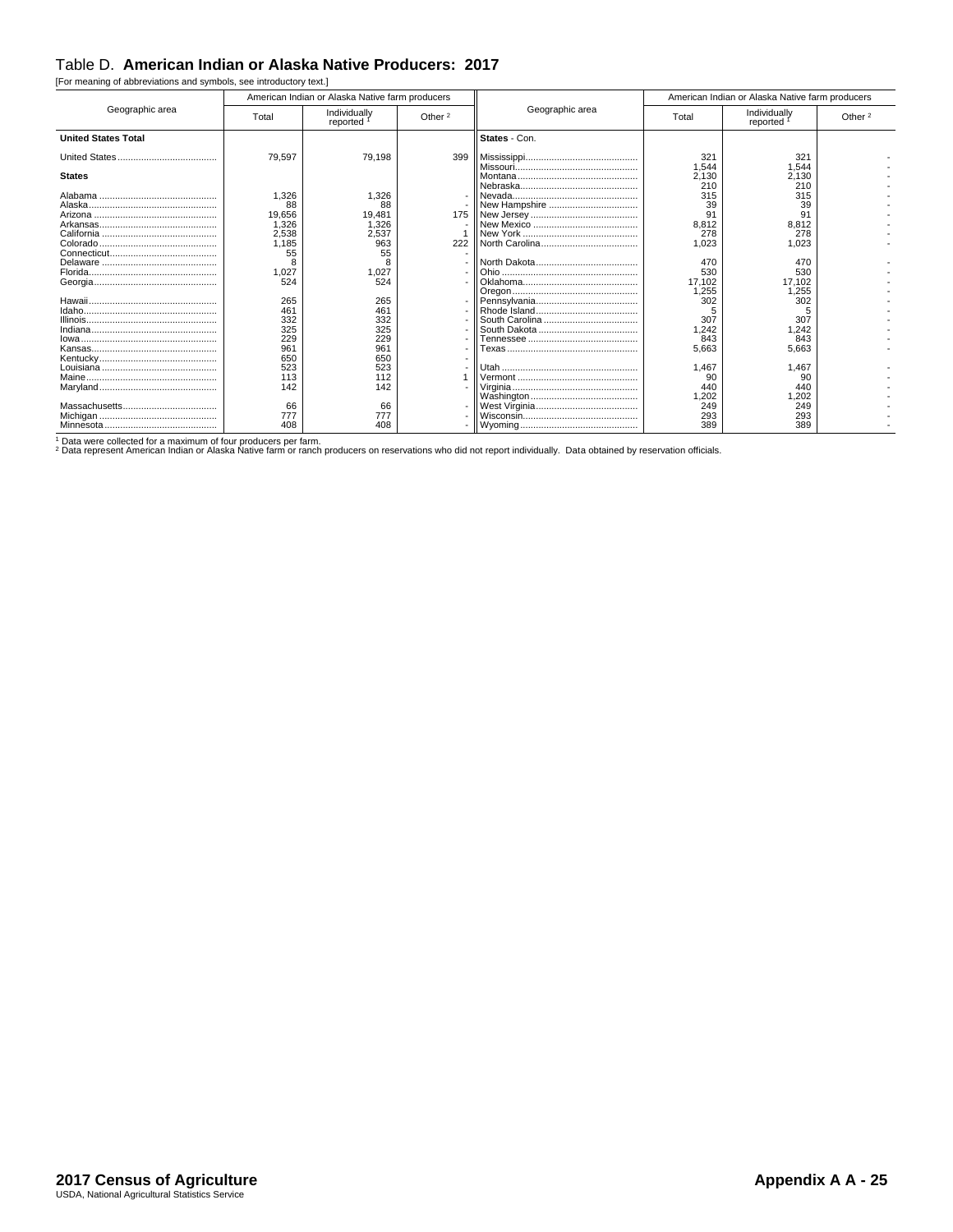# Table D. **American Indian or Alaska Native Producers: 2017**

[For meaning of abbreviations and symbols, see introductory text.]

| Geographic area | American Indian or Alaska Native farm producers | | |
|---|---|---|---|
| | Total | Individually reported [1] | Other [2] |
| **United States Total** | | | |
| United States | 79,597 | 79,198 | 399 |
| **States** | | | |
| Alabama | 1,326 | 1,326 | - |
| Alaska | 88 | 88 | - |
| Arizona | 19,656 | 19,481 | 175 |
| Arkansas | 1,326 | 1,326 | - |
| California | 2,538 | 2,537 | 1 |
| Colorado | 1,185 | 963 | 222 |
| Connecticut | 55 | 55 | - |
| Delaware | 8 | 8 | - |
| Florida | 1,027 | 1,027 | - |
| Georgia | 524 | 524 | - |
| Hawaii | 265 | 265 | - |
| Idaho | 461 | 461 | - |
| Illinois | 332 | 332 | - |
| Indiana | 325 | 325 | - |
| Iowa | 229 | 229 | - |
| Kansas | 961 | 961 | - |
| Kentucky | 650 | 650 | - |
| Louisiana | 523 | 523 | - |
| Maine | 113 | 112 | 1 |
| Maryland | 142 | 142 | - |
| Massachusetts | 66 | 66 | - |
| Michigan | 777 | 777 | - |
| Minnesota | 408 | 408 | - |
| **States** - Con. | | | |
| Mississippi | 321 | 321 | - |
| Missouri | 1,544 | 1,544 | - |
| Montana | 2,130 | 2,130 | - |
| Nebraska | 210 | 210 | - |
| Nevada | 315 | 315 | - |
| New Hampshire | 39 | 39 | - |
| New Jersey | 91 | 91 | - |
| New Mexico | 8,812 | 8,812 | - |
| New York | 278 | 278 | - |
| North Carolina | 1,023 | 1,023 | - |
| North Dakota | 470 | 470 | - |
| Ohio | 530 | 530 | - |
| Oklahoma | 17,102 | 17,102 | - |
| Oregon | 1,255 | 1,255 | - |
| Pennsylvania | 302 | 302 | - |
| Rhode Island | 5 | 5 | - |
| South Carolina | 307 | 307 | - |
| South Dakota | 1,242 | 1,242 | - |
| Tennessee | 843 | 843 | - |
| Texas | 5,663 | 5,663 | - |
| Utah | 1,467 | 1,467 | - |
| Vermont | 90 | 90 | - |
| Virginia | 440 | 440 | - |
| Washington | 1,202 | 1,202 | - |
| West Virginia | 249 | 249 | - |
| Wisconsin | 293 | 293 | - |
| Wyoming | 389 | 389 | - |

[1] Data were collected for a maximum of four producers per farm.
[2] Data represent American Indian or Alaska Native farm or ranch producers on reservations who did not report individually. Data obtained by reservation officials.